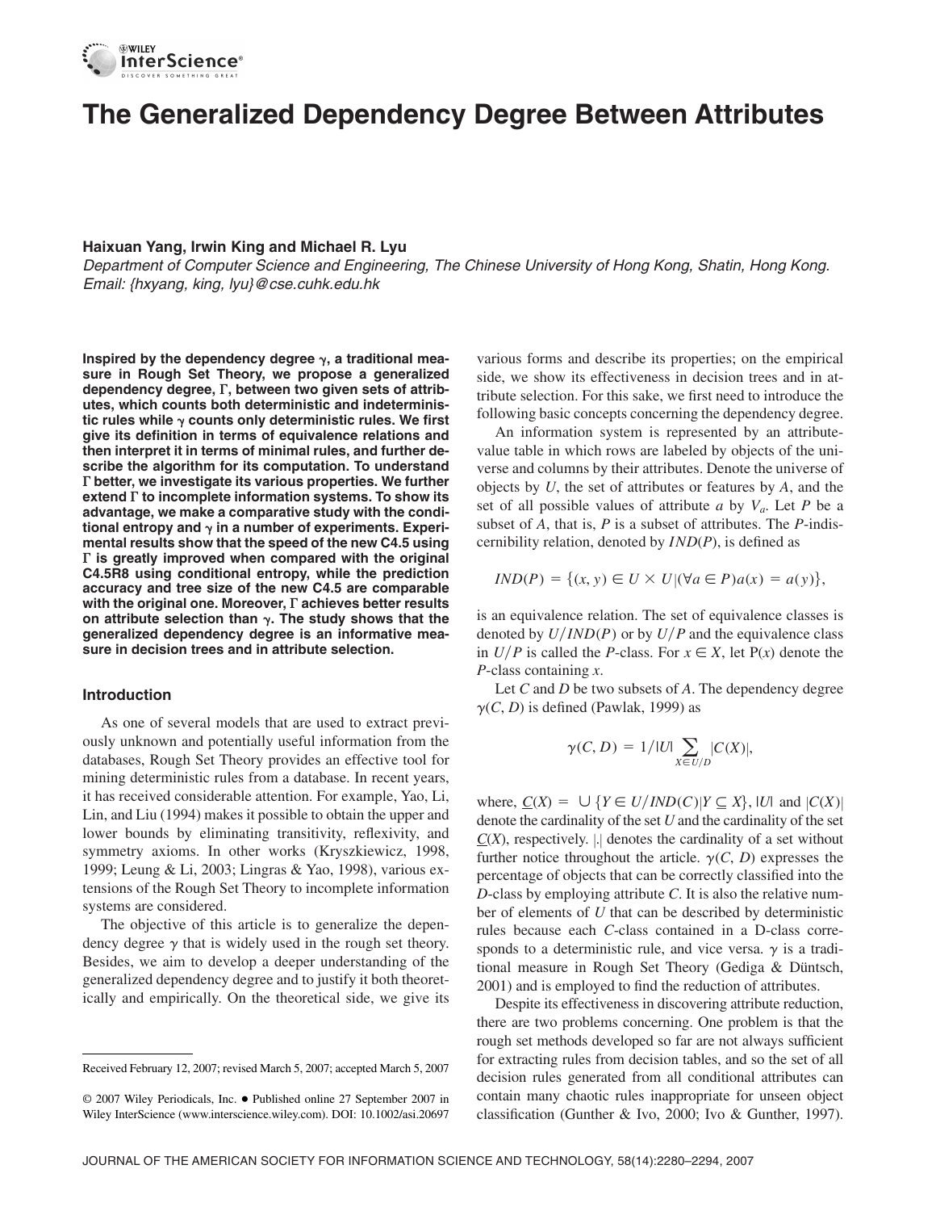# The Generalized Dependency Degree Between Attributes

**Haixuan Yang, Irwin King and Michael R. Lyu**

*Department of Computer Science and Engineering, The Chinese University of Hong Kong, Shatin, Hong Kong. Email: {hxyang, king, lyu}@cse.cuhk.edu.hk*

**Inspired by the dependency degree $\gamma$, a traditional measure in Rough Set Theory, we propose a generalized dependency degree, $\Gamma$, between two given sets of attributes, which counts both deterministic and indeterministic rules while $\gamma$ counts only deterministic rules. We first give its definition in terms of equivalence relations and then interpret it in terms of minimal rules, and further describe the algorithm for its computation. To understand $\Gamma$ better, we investigate its various properties. We further extend $\Gamma$ to incomplete information systems. To show its advantage, we make a comparative study with the conditional entropy and $\gamma$ in a number of experiments. Experimental results show that the speed of the new C4.5 using $\Gamma$ is greatly improved when compared with the original C4.5R8 using conditional entropy, while the prediction accuracy and tree size of the new C4.5 are comparable with the original one. Moreover, $\Gamma$ achieves better results on attribute selection than $\gamma$. The study shows that the generalized dependency degree is an informative measure in decision trees and in attribute selection.**

## Introduction

As one of several models that are used to extract previously unknown and potentially useful information from the databases, Rough Set Theory provides an effective tool for mining deterministic rules from a database. In recent years, it has received considerable attention. For example, Yao, Li, Lin, and Liu (1994) makes it possible to obtain the upper and lower bounds by eliminating transitivity, reflexivity, and symmetry axioms. In other works (Kryszkiewicz, 1998, 1999; Leung & Li, 2003; Lingras & Yao, 1998), various extensions of the Rough Set Theory to incomplete information systems are considered.

The objective of this article is to generalize the dependency degree $\gamma$ that is widely used in the rough set theory. Besides, we aim to develop a deeper understanding of the generalized dependency degree and to justify it both theoretically and empirically. On the theoretical side, we give its various forms and describe its properties; on the empirical side, we show its effectiveness in decision trees and in attribute selection. For this sake, we first need to introduce the following basic concepts concerning the dependency degree.

An information system is represented by an attribute-value table in which rows are labeled by objects of the universe and columns by their attributes. Denote the universe of objects by $U$, the set of attributes or features by $A$, and the set of all possible values of attribute $a$ by $V_a$. Let $P$ be a subset of $A$, that is, $P$ is a subset of attributes. The $P$-indiscernibility relation, denoted by $IND(P)$, is defined as

$$IND(P) = \{(x, y) \in U \times U | (\forall a \in P) a(x) = a(y)\},$$

is an equivalence relation. The set of equivalence classes is denoted by $U/IND(P)$ or by $U/P$ and the equivalence class in $U/P$ is called the $P$-class. For $x \in X$, let $P(x)$ denote the $P$-class containing $x$.

Let $C$ and $D$ be two subsets of $A$. The dependency degree $\gamma(C, D)$ is defined (Pawlak, 1999) as

$$\gamma(C, D) = 1/|U| \sum_{X \in U/D} |\underline{C}(X)|,$$

where, $\underline{C}(X) = \cup \{Y \in U/IND(C) | Y \subseteq X\}$, $|U|$ and $|\underline{C}(X)|$ denote the cardinality of the set $U$ and the cardinality of the set $\underline{C}(X)$, respectively. $|.|$ denotes the cardinality of a set without further notice throughout the article. $\gamma(C, D)$ expresses the percentage of objects that can be correctly classified into the $D$-class by employing attribute $C$. It is also the relative number of elements of $U$ that can be described by deterministic rules because each $C$-class contained in a D-class corresponds to a deterministic rule, and vice versa. $\gamma$ is a traditional measure in Rough Set Theory (Gediga & Düntsch, 2001) and is employed to find the reduction of attributes.

Despite its effectiveness in discovering attribute reduction, there are two problems concerning. One problem is that the rough set methods developed so far are not always sufficient for extracting rules from decision tables, and so the set of all decision rules generated from all conditional attributes can contain many chaotic rules inappropriate for unseen object classification (Gunther & Ivo, 2000; Ivo & Gunther, 1997).

Received February 12, 2007; revised March 5, 2007; accepted March 5, 2007

© 2007 Wiley Periodicals, Inc. • Published online 27 September 2007 in Wiley InterScience (www.interscience.wiley.com). DOI: 10.1002/asi.20697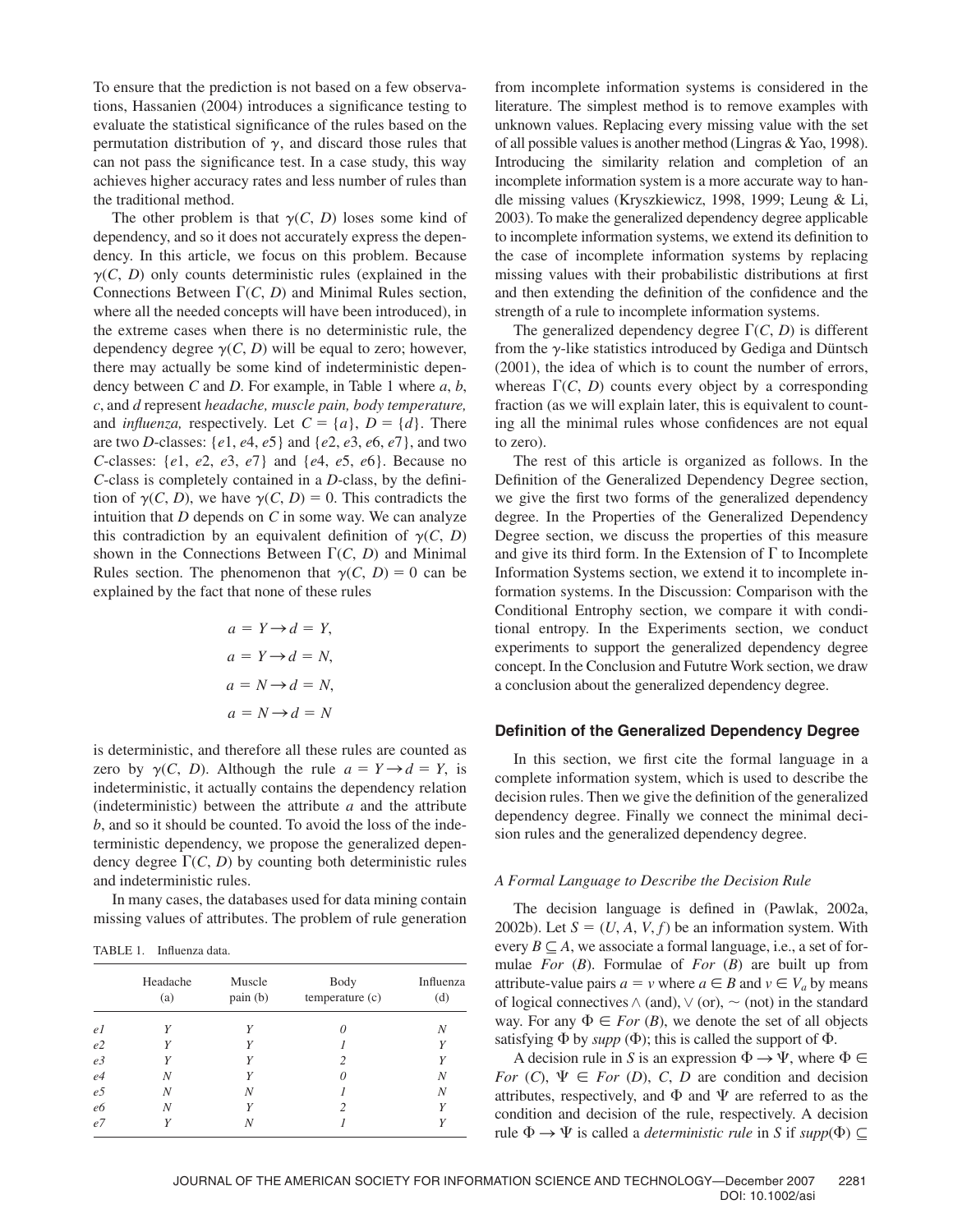To ensure that the prediction is not based on a few observations, Hassanien (2004) introduces a significance testing to evaluate the statistical significance of the rules based on the permutation distribution of $\gamma$, and discard those rules that can not pass the significance test. In a case study, this way achieves higher accuracy rates and less number of rules than the traditional method.

The other problem is that $\gamma(C, D)$ loses some kind of dependency, and so it does not accurately express the dependency. In this article, we focus on this problem. Because $\gamma(C, D)$ only counts deterministic rules (explained in the Connections Between $\Gamma(C, D)$ and Minimal Rules section, where all the needed concepts will have been introduced), in the extreme cases when there is no deterministic rule, the dependency degree $\gamma(C, D)$ will be equal to zero; however, there may actually be some kind of indeterministic dependency between $C$ and $D$. For example, in Table 1 where $a$, $b$, $c$, and $d$ represent *headache, muscle pain, body temperature,* and *influenza,* respectively. Let $C = \{a\}$, $D = \{d\}$. There are two $D$-classes: $\{e1, e4, e5\}$ and $\{e2, e3, e6, e7\}$, and two $C$-classes: $\{e1, e2, e3, e7\}$ and $\{e4, e5, e6\}$. Because no $C$-class is completely contained in a $D$-class, by the definition of $\gamma(C, D)$, we have $\gamma(C, D) = 0$. This contradicts the intuition that $D$ depends on $C$ in some way. We can analyze this contradiction by an equivalent definition of $\gamma(C, D)$ shown in the Connections Between $\Gamma(C, D)$ and Minimal Rules section. The phenomenon that $\gamma(C, D) = 0$ can be explained by the fact that none of these rules

$$a = Y \rightarrow d = Y,$$
$$a = Y \rightarrow d = N,$$
$$a = N \rightarrow d = N,$$
$$a = N \rightarrow d = N$$

is deterministic, and therefore all these rules are counted as zero by $\gamma(C, D)$. Although the rule $a = Y \rightarrow d = Y$, is indeterministic, it actually contains the dependency relation (indeterministic) between the attribute $a$ and the attribute $b$, and so it should be counted. To avoid the loss of the indeterministic dependency, we propose the generalized dependency degree $\Gamma(C, D)$ by counting both deterministic rules and indeterministic rules.

In many cases, the databases used for data mining contain missing values of attributes. The problem of rule generation

TABLE 1. Influenza data.

| | Headache (a) | Muscle pain (b) | Body temperature (c) | Influenza (d) |
|---|---|---|---|---|
| *e1* | *Y* | *Y* | *0* | *N* |
| *e2* | *Y* | *Y* | *1* | *Y* |
| *e3* | *Y* | *Y* | *2* | *Y* |
| *e4* | *N* | *Y* | *0* | *N* |
| *e5* | *N* | *N* | *1* | *N* |
| *e6* | *N* | *Y* | *2* | *Y* |
| *e7* | *Y* | *N* | *1* | *Y* |

from incomplete information systems is considered in the literature. The simplest method is to remove examples with unknown values. Replacing every missing value with the set of all possible values is another method (Lingras & Yao, 1998). Introducing the similarity relation and completion of an incomplete information system is a more accurate way to handle missing values (Kryszkiewicz, 1998, 1999; Leung & Li, 2003). To make the generalized dependency degree applicable to incomplete information systems, we extend its definition to the case of incomplete information systems by replacing missing values with their probabilistic distributions at first and then extending the definition of the confidence and the strength of a rule to incomplete information systems.

The generalized dependency degree $\Gamma(C, D)$ is different from the $\gamma$-like statistics introduced by Gediga and Düntsch (2001), the idea of which is to count the number of errors, whereas $\Gamma(C, D)$ counts every object by a corresponding fraction (as we will explain later, this is equivalent to counting all the minimal rules whose confidences are not equal to zero).

The rest of this article is organized as follows. In the Definition of the Generalized Dependency Degree section, we give the first two forms of the generalized dependency degree. In the Properties of the Generalized Dependency Degree section, we discuss the properties of this measure and give its third form. In the Extension of $\Gamma$ to Incomplete Information Systems section, we extend it to incomplete information systems. In the Discussion: Comparison with the Conditional Entrophy section, we compare it with conditional entropy. In the Experiments section, we conduct experiments to support the generalized dependency degree concept. In the Conclusion and Fututre Work section, we draw a conclusion about the generalized dependency degree.

## Definition of the Generalized Dependency Degree

In this section, we first cite the formal language in a complete information system, which is used to describe the decision rules. Then we give the definition of the generalized dependency degree. Finally we connect the minimal decision rules and the generalized dependency degree.

### *A Formal Language to Describe the Decision Rule*

The decision language is defined in (Pawlak, 2002a, 2002b). Let $S = (U, A, V, f)$ be an information system. With every $B \subseteq A$, we associate a formal language, i.e., a set of formulae *For* ($B$). Formulae of *For* ($B$) are built up from attribute-value pairs $a = v$ where $a \in B$ and $v \in V_a$ by means of logical connectives $\wedge$ (and), $\vee$ (or), $\sim$ (not) in the standard way. For any $\Phi \in$ *For* ($B$), we denote the set of all objects satisfying $\Phi$ by *supp* ($\Phi$); this is called the support of $\Phi$.

A decision rule in $S$ is an expression $\Phi \rightarrow \Psi$, where $\Phi \in$ *For* ($C$), $\Psi \in$ *For* ($D$), $C$, $D$ are condition and decision attributes, respectively, and $\Phi$ and $\Psi$ are referred to as the condition and decision of the rule, respectively. A decision rule $\Phi \rightarrow \Psi$ is called a *deterministic rule* in $S$ if *supp*($\Phi$) $\subseteq$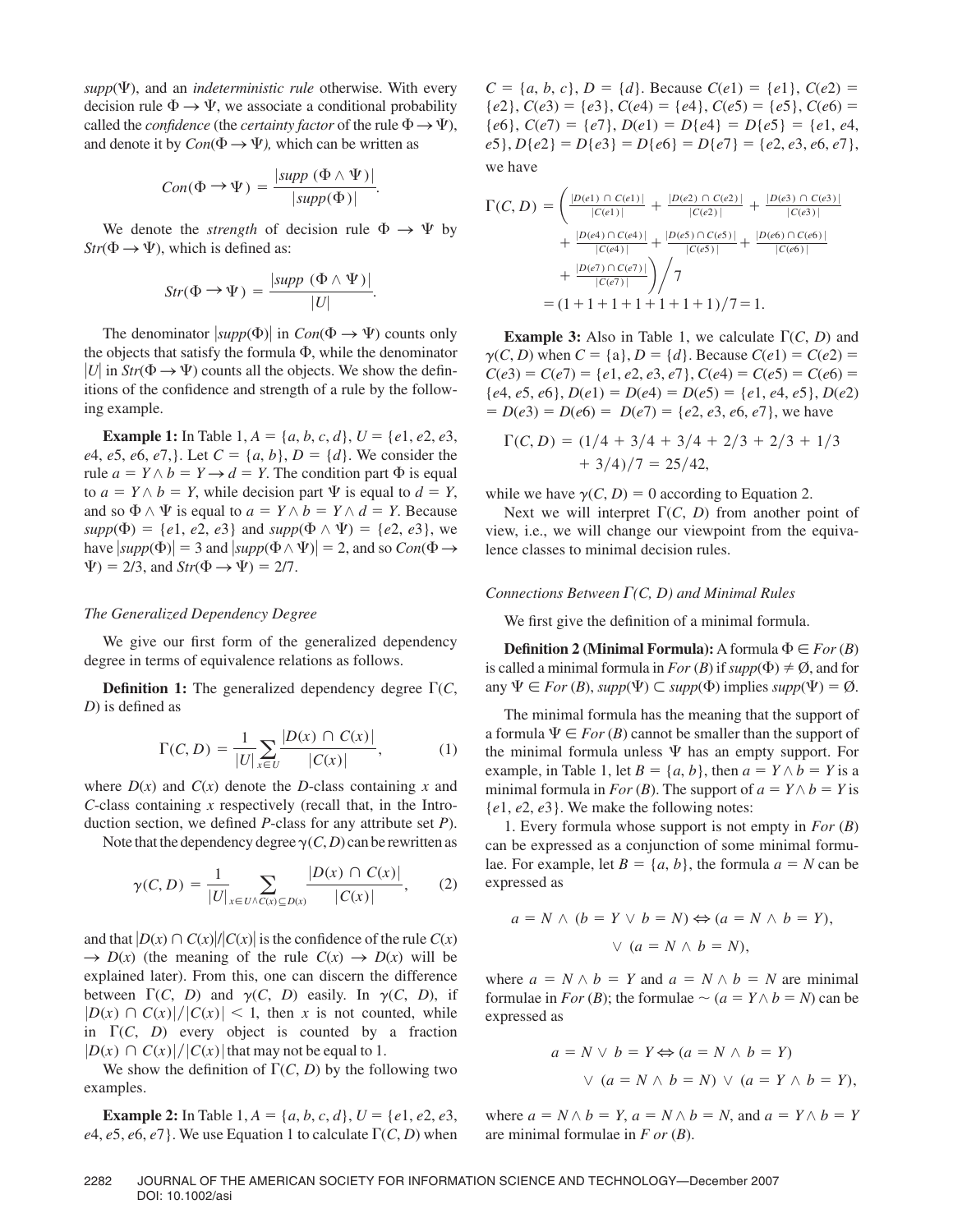$supp(\Psi)$, and an *indeterministic rule* otherwise. With every decision rule $\Phi \rightarrow \Psi$, we associate a conditional probability called the *confidence* (the *certainty factor* of the rule $\Phi \rightarrow \Psi$), and denote it by $Con(\Phi \rightarrow \Psi)$, which can be written as

$$Con(\Phi \rightarrow \Psi) = \frac{|supp\ (\Phi \wedge \Psi)|}{|supp(\Phi)|}.$$

We denote the *strength* of decision rule $\Phi \rightarrow \Psi$ by $Str(\Phi \rightarrow \Psi)$, which is defined as:

$$Str(\Phi \rightarrow \Psi) = \frac{|supp\ (\Phi \wedge \Psi)|}{|U|}.$$

The denominator $|supp(\Phi)|$ in $Con(\Phi \rightarrow \Psi)$ counts only the objects that satisfy the formula $\Phi$, while the denominator $|U|$ in $Str(\Phi \rightarrow \Psi)$ counts all the objects. We show the definitions of the confidence and strength of a rule by the following example.

**Example 1:** In Table 1, $A = \{a, b, c, d\}$, $U = \{e1, e2, e3, e4, e5, e6, e7,\}$. Let $C = \{a, b\}$, $D = \{d\}$. We consider the rule $a = Y \wedge b = Y \rightarrow d = Y$. The condition part $\Phi$ is equal to $a = Y \wedge b = Y$, while decision part $\Psi$ is equal to $d = Y$, and so $\Phi \wedge \Psi$ is equal to $a = Y \wedge b = Y \wedge d = Y$. Because $supp(\Phi) = \{e1, e2, e3\}$ and $supp(\Phi \wedge \Psi) = \{e2, e3\}$, we have $|supp(\Phi)| = 3$ and $|supp(\Phi \wedge \Psi)| = 2$, and so $Con(\Phi \rightarrow \Psi) = 2/3$, and $Str(\Phi \rightarrow \Psi) = 2/7$.

### *The Generalized Dependency Degree*

We give our first form of the generalized dependency degree in terms of equivalence relations as follows.

**Definition 1:** The generalized dependency degree $\Gamma(C, D)$ is defined as

$$\Gamma(C, D) = \frac{1}{|U|}\sum_{x \in U}\frac{|D(x) \cap C(x)|}{|C(x)|}, \tag{1}$$

where $D(x)$ and $C(x)$ denote the $D$-class containing $x$ and $C$-class containing $x$ respectively (recall that, in the Introduction section, we defined $P$-class for any attribute set $P$).

Note that the dependency degree $\gamma(C, D)$ can be rewritten as

$$\gamma(C, D) = \frac{1}{|U|}\sum_{x \in U \wedge C(x) \subseteq D(x)}\frac{|D(x) \cap C(x)|}{|C(x)|}, \tag{2}$$

and that $|D(x) \cap C(x)|/|C(x)|$ is the confidence of the rule $C(x) \rightarrow D(x)$ (the meaning of the rule $C(x) \rightarrow D(x)$ will be explained later). From this, one can discern the difference between $\Gamma(C, D)$ and $\gamma(C, D)$ easily. In $\gamma(C, D)$, if $|D(x) \cap C(x)|/|C(x)| < 1$, then $x$ is not counted, while in $\Gamma(C, D)$ every object is counted by a fraction $|D(x) \cap C(x)|/|C(x)|$ that may not be equal to 1.

We show the definition of $\Gamma(C, D)$ by the following two examples.

**Example 2:** In Table 1, $A = \{a, b, c, d\}$, $U = \{e1, e2, e3, e4, e5, e6, e7\}$. We use Equation 1 to calculate $\Gamma(C, D)$ when $C = \{a, b, c\}$, $D = \{d\}$. Because $C(e1) = \{e1\}$, $C(e2) = \{e2\}$, $C(e3) = \{e3\}$, $C(e4) = \{e4\}$, $C(e5) = \{e5\}$, $C(e6) = \{e6\}$, $C(e7) = \{e7\}$, $D(e1) = D\{e4\} = D\{e5\} = \{e1, e4, e5\}$, $D\{e2\} = D\{e3\} = D\{e6\} = D\{e7\} = \{e2, e3, e6, e7\}$, we have

$$\begin{aligned}\Gamma(C, D) = &\left(\tfrac{|D(e1) \cap C(e1)|}{|C(e1)|} + \tfrac{|D(e2) \cap C(e2)|}{|C(e2)|} + \tfrac{|D(e3) \cap C(e3)|}{|C(e3)|}\right. \\ &+ \tfrac{|D(e4) \cap C(e4)|}{|C(e4)|} + \tfrac{|D(e5) \cap C(e5)|}{|C(e5)|} + \tfrac{|D(e6) \cap C(e6)|}{|C(e6)|} \\ &\left.+ \tfrac{|D(e7) \cap C(e7)|}{|C(e7)|}\right)\Big/ 7 \\ = &(1+1+1+1+1+1+1)/7 = 1.\end{aligned}$$

**Example 3:** Also in Table 1, we calculate $\Gamma(C, D)$ and $\gamma(C, D)$ when $C = \{a\}$, $D = \{d\}$. Because $C(e1) = C(e2) = C(e3) = C(e7) = \{e1, e2, e3, e7\}$, $C(e4) = C(e5) = C(e6) = \{e4, e5, e6\}$, $D(e1) = D(e4) = D(e5) = \{e1, e4, e5\}$, $D(e2) = D(e3) = D(e6) = D(e7) = \{e2, e3, e6, e7\}$, we have

$$\Gamma(C, D) = (1/4 + 3/4 + 3/4 + 2/3 + 2/3 + 1/3 + 3/4)/7 = 25/42,$$

while we have $\gamma(C, D) = 0$ according to Equation 2.

Next we will interpret $\Gamma(C, D)$ from another point of view, i.e., we will change our viewpoint from the equivalence classes to minimal decision rules.

### *Connections Between $\Gamma(C, D)$ and Minimal Rules*

We first give the definition of a minimal formula.

**Definition 2 (Minimal Formula):** A formula $\Phi \in For(B)$ is called a minimal formula in $For(B)$ if $supp(\Phi) \neq \emptyset$, and for any $\Psi \in For(B)$, $supp(\Psi) \subset supp(\Phi)$ implies $supp(\Psi) = \emptyset$.

The minimal formula has the meaning that the support of a formula $\Psi \in For(B)$ cannot be smaller than the support of the minimal formula unless $\Psi$ has an empty support. For example, in Table 1, let $B = \{a, b\}$, then $a = Y \wedge b = Y$ is a minimal formula in $For(B)$. The support of $a = Y \wedge b = Y$ is $\{e1, e2, e3\}$. We make the following notes:

1. Every formula whose support is not empty in $For(B)$ can be expressed as a conjunction of some minimal formulae. For example, let $B = \{a, b\}$, the formula $a = N$ can be expressed as

$$a = N \wedge (b = Y \vee b = N) \Leftrightarrow (a = N \wedge b = Y), \vee (a = N \wedge b = N),$$

where $a = N \wedge b = Y$ and $a = N \wedge b = N$ are minimal formulae in $For(B)$; the formulae $\sim (a = Y \wedge b = N)$ can be expressed as

$$a = N \vee b = Y \Leftrightarrow (a = N \wedge b = Y) \vee (a = N \wedge b = N) \vee (a = Y \wedge b = Y),$$

where $a = N \wedge b = Y$, $a = N \wedge b = N$, and $a = Y \wedge b = Y$ are minimal formulae in $F\ or\ (B)$.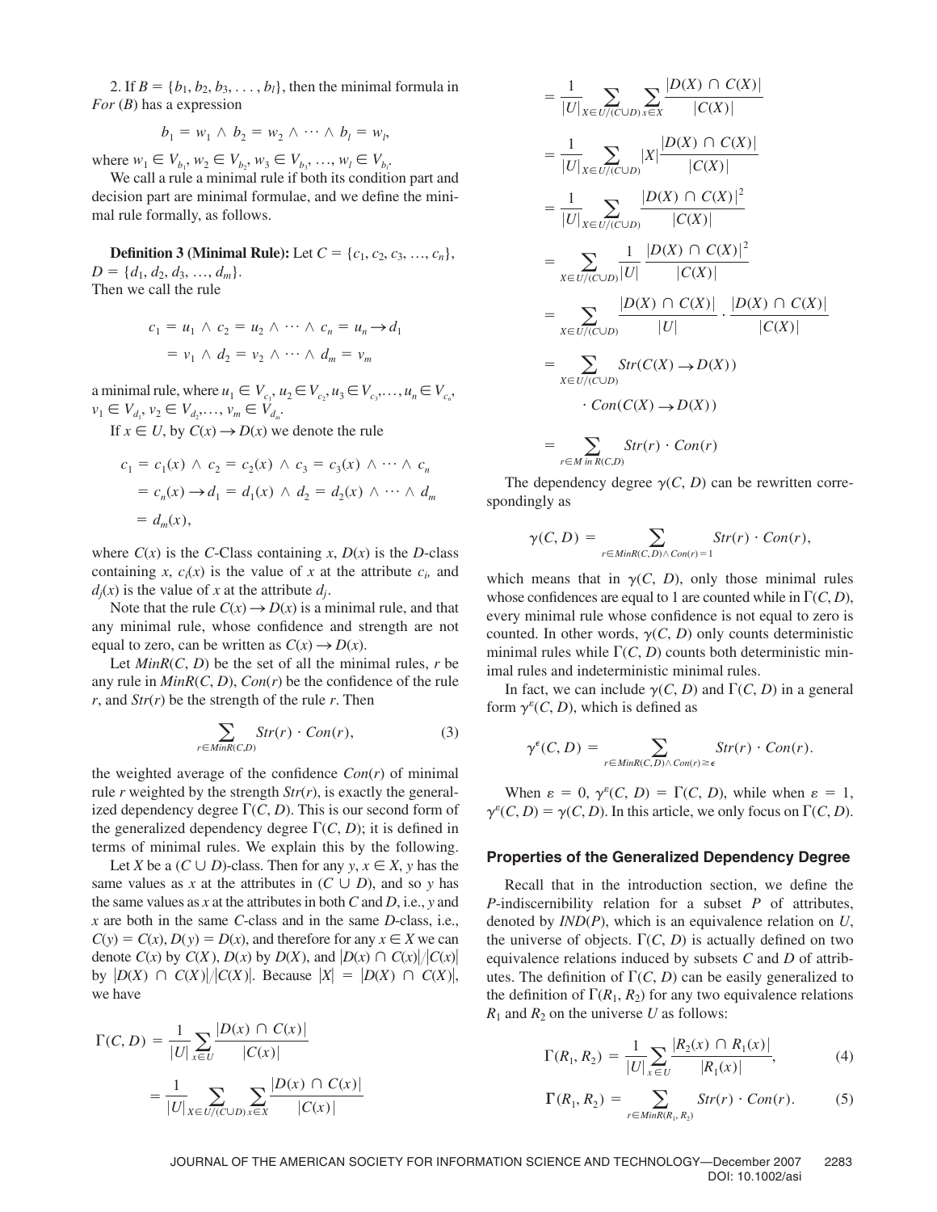2. If $B = \{b_1, b_2, b_3, \ldots, b_l\}$, then the minimal formula in *For* $(B)$ has a expression

$$b_1 = w_1 \wedge b_2 = w_2 \wedge \cdots \wedge b_l = w_l,$$

where $w_1 \in V_{b_1}, w_2 \in V_{b_2}, w_3 \in V_{b_3}, \ldots, w_l \in V_{b_l}$.

We call a rule a minimal rule if both its condition part and decision part are minimal formulae, and we define the minimal rule formally, as follows.

**Definition 3 (Minimal Rule):** Let $C = \{c_1, c_2, c_3, \ldots, c_n\}$, $D = \{d_1, d_2, d_3, \ldots, d_m\}$.
Then we call the rule

$$\begin{aligned} c_1 = u_1 \wedge c_2 = u_2 \wedge \cdots \wedge c_n = u_n \rightarrow d_1 \\ = v_1 \wedge d_2 = v_2 \wedge \cdots \wedge d_m = v_m \end{aligned}$$

a minimal rule, where $u_1 \in V_{c_1}, u_2 \in V_{c_2}, u_3 \in V_{c_3}, \ldots, u_n \in V_{c_n}$, $v_1 \in V_{d_1}, v_2 \in V_{d_2}, \ldots, v_m \in V_{d_m}$.

If $x \in U$, by $C(x) \rightarrow D(x)$ we denote the rule

$$\begin{aligned} c_1 &= c_1(x) \wedge c_2 = c_2(x) \wedge c_3 = c_3(x) \wedge \cdots \wedge c_n \\ &= c_n(x) \rightarrow d_1 = d_1(x) \wedge d_2 = d_2(x) \wedge \cdots \wedge d_m \\ &= d_m(x), \end{aligned}$$

where $C(x)$ is the *C*-Class containing $x$, $D(x)$ is the *D*-class containing $x$, $c_i(x)$ is the value of $x$ at the attribute $c_i$, and $d_j(x)$ is the value of $x$ at the attribute $d_j$.

Note that the rule $C(x) \rightarrow D(x)$ is a minimal rule, and that any minimal rule, whose confidence and strength are not equal to zero, can be written as $C(x) \rightarrow D(x)$.

Let $MinR(C, D)$ be the set of all the minimal rules, $r$ be any rule in $MinR(C, D)$, $Con(r)$ be the confidence of the rule $r$, and $Str(r)$ be the strength of the rule $r$. Then

$$\sum_{r \in MinR(C,D)} Str(r) \cdot Con(r), \tag{3}$$

the weighted average of the confidence $Con(r)$ of minimal rule $r$ weighted by the strength $Str(r)$, is exactly the generalized dependency degree $\Gamma(C, D)$. This is our second form of the generalized dependency degree $\Gamma(C, D)$; it is defined in terms of minimal rules. We explain this by the following.

Let $X$ be a $(C \cup D)$-class. Then for any $y, x \in X$, $y$ has the same values as $x$ at the attributes in $(C \cup D)$, and so $y$ has the same values as $x$ at the attributes in both $C$ and $D$, i.e., $y$ and $x$ are both in the same *C*-class and in the same *D*-class, i.e., $C(y) = C(x)$, $D(y) = D(x)$, and therefore for any $x \in X$ we can denote $C(x)$ by $C(X)$, $D(x)$ by $D(X)$, and $|D(x) \cap C(x)|/|C(x)|$ by $|D(X) \cap C(X)|/|C(X)|$. Because $|X| = |D(X) \cap C(X)|$, we have

$$\begin{aligned} \Gamma(C, D) &= \frac{1}{|U|}\sum_{x \in U}\frac{|D(x) \cap C(x)|}{|C(x)|} \\ &= \frac{1}{|U|}\sum_{X \in U/(C \cup D)}\sum_{x \in X}\frac{|D(x) \cap C(x)|}{|C(x)|} \\ &= \frac{1}{|U|}\sum_{X \in U/(C \cup D)}\sum_{x \in X}\frac{|D(X) \cap C(X)|}{|C(X)|} \\ &= \frac{1}{|U|}\sum_{X \in U/(C \cup D)}|X|\frac{|D(X) \cap C(X)|}{|C(X)|} \\ &= \frac{1}{|U|}\sum_{X \in U/(C \cup D)}\frac{|D(X) \cap C(X)|^2}{|C(X)|} \\ &= \sum_{X \in U/(C \cup D)}\frac{1}{|U|}\frac{|D(X) \cap C(X)|^2}{|C(X)|} \\ &= \sum_{X \in U/(C \cup D)}\frac{|D(X) \cap C(X)|}{|U|} \cdot \frac{|D(X) \cap C(X)|}{|C(X)|} \\ &= \sum_{X \in U/(C \cup D)} Str(C(X) \rightarrow D(X)) \\ &\quad \cdot Con(C(X) \rightarrow D(X)) \\ &= \sum_{r \in M\ in\ R(C,D)} Str(r) \cdot Con(r) \end{aligned}$$

The dependency degree $\gamma(C, D)$ can be rewritten correspondingly as

$$\gamma(C, D) = \sum_{r \in MinR(C,D) \wedge Con(r)=1} Str(r) \cdot Con(r),$$

which means that in $\gamma(C, D)$, only those minimal rules whose confidences are equal to 1 are counted while in $\Gamma(C, D)$, every minimal rule whose confidence is not equal to zero is counted. In other words, $\gamma(C, D)$ only counts deterministic minimal rules while $\Gamma(C, D)$ counts both deterministic minimal rules and indeterministic minimal rules.

In fact, we can include $\gamma(C, D)$ and $\Gamma(C, D)$ in a general form $\gamma^{\varepsilon}(C, D)$, which is defined as

$$\gamma^{\epsilon}(C, D) = \sum_{r \in MinR(C,D) \wedge Con(r) \geq \epsilon} Str(r) \cdot Con(r).$$

When $\varepsilon = 0$, $\gamma^{\varepsilon}(C, D) = \Gamma(C, D)$, while when $\varepsilon = 1$, $\gamma^{\varepsilon}(C, D) = \gamma(C, D)$. In this article, we only focus on $\Gamma(C, D)$.

## Properties of the Generalized Dependency Degree

Recall that in the introduction section, we define the *P*-indiscernibility relation for a subset $P$ of attributes, denoted by $IND(P)$, which is an equivalence relation on $U$, the universe of objects. $\Gamma(C, D)$ is actually defined on two equivalence relations induced by subsets $C$ and $D$ of attributes. The definition of $\Gamma(C, D)$ can be easily generalized to the definition of $\Gamma(R_1, R_2)$ for any two equivalence relations $R_1$ and $R_2$ on the universe $U$ as follows:

$$\Gamma(R_1, R_2) = \frac{1}{|U|}\sum_{x \in U}\frac{|R_2(x) \cap R_1(x)|}{|R_1(x)|}, \tag{4}$$

$$\Gamma(R_1, R_2) = \sum_{r \in MinR(R_1, R_2)} Str(r) \cdot Con(r). \tag{5}$$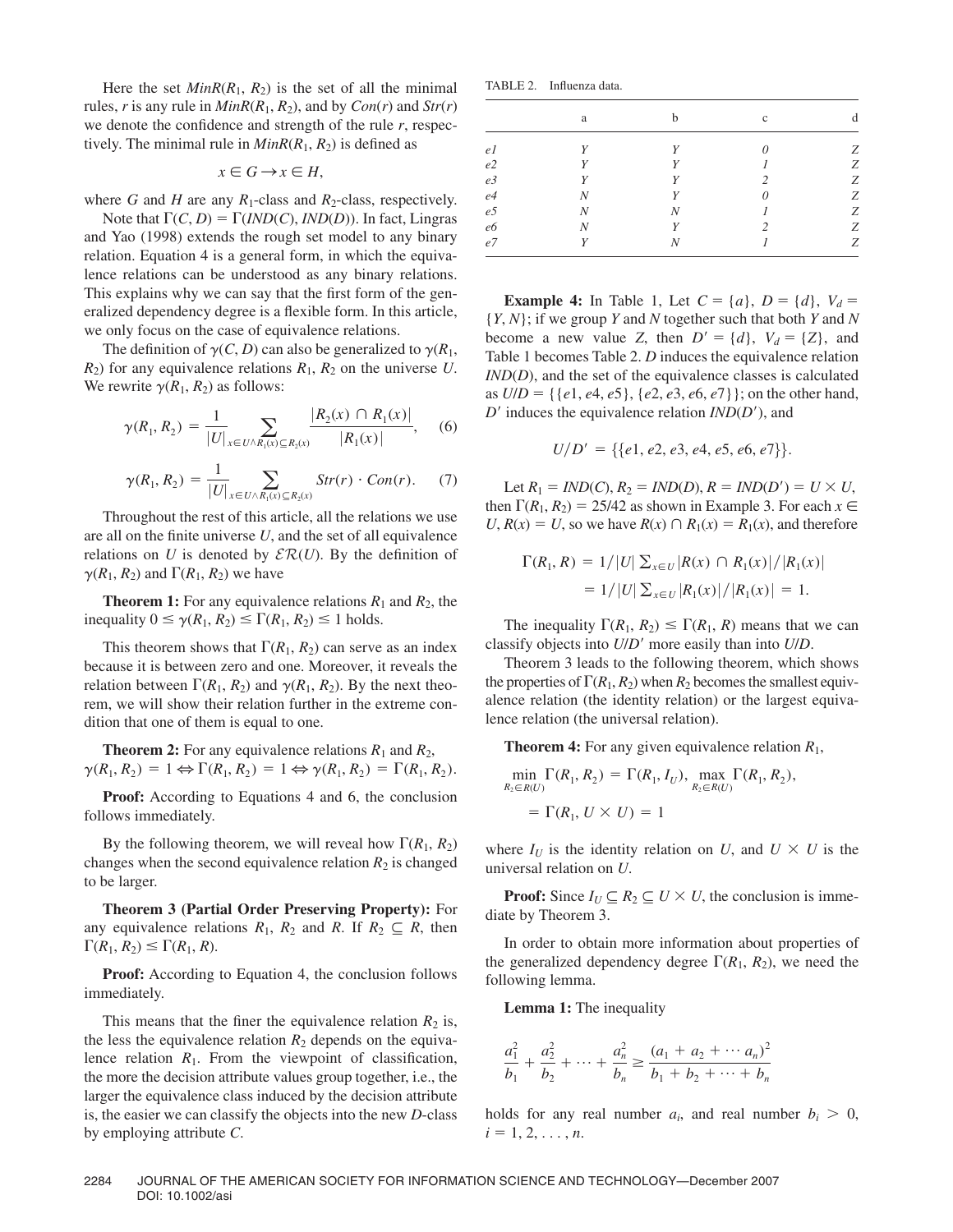Here the set $MinR(R_1, R_2)$ is the set of all the minimal rules, $r$ is any rule in $MinR(R_1, R_2)$, and by $Con(r)$ and $Str(r)$ we denote the confidence and strength of the rule $r$, respectively. The minimal rule in $MinR(R_1, R_2)$ is defined as

$$x \in G \rightarrow x \in H,$$

where $G$ and $H$ are any $R_1$-class and $R_2$-class, respectively.

Note that $\Gamma(C, D) = \Gamma(IND(C), IND(D))$. In fact, Lingras and Yao (1998) extends the rough set model to any binary relation. Equation 4 is a general form, in which the equivalence relations can be understood as any binary relations. This explains why we can say that the first form of the generalized dependency degree is a flexible form. In this article, we only focus on the case of equivalence relations.

The definition of $\gamma(C, D)$ can also be generalized to $\gamma(R_1, R_2)$ for any equivalence relations $R_1$, $R_2$ on the universe $U$. We rewrite $\gamma(R_1, R_2)$ as follows:

$$\gamma(R_1, R_2) = \frac{1}{|U|} \sum_{x \in U \wedge R_1(x) \subseteq R_2(x)} \frac{|R_2(x) \cap R_1(x)|}{|R_1(x)|}, \quad (6)$$

$$\gamma(R_1, R_2) = \frac{1}{|U|} \sum_{x \in U \wedge R_1(x) \subseteq R_2(x)} Str(r) \cdot Con(r). \quad (7)$$

Throughout the rest of this article, all the relations we use are all on the finite universe $U$, and the set of all equivalence relations on $U$ is denoted by $\mathcal{ER}(U)$. By the definition of $\gamma(R_1, R_2)$ and $\Gamma(R_1, R_2)$ we have

**Theorem 1:** For any equivalence relations $R_1$ and $R_2$, the inequality $0 \leq \gamma(R_1, R_2) \leq \Gamma(R_1, R_2) \leq 1$ holds.

This theorem shows that $\Gamma(R_1, R_2)$ can serve as an index because it is between zero and one. Moreover, it reveals the relation between $\Gamma(R_1, R_2)$ and $\gamma(R_1, R_2)$. By the next theorem, we will show their relation further in the extreme condition that one of them is equal to one.

**Theorem 2:** For any equivalence relations $R_1$ and $R_2$, $\gamma(R_1, R_2) = 1 \Leftrightarrow \Gamma(R_1, R_2) = 1 \Leftrightarrow \gamma(R_1, R_2) = \Gamma(R_1, R_2)$.

**Proof:** According to Equations 4 and 6, the conclusion follows immediately.

By the following theorem, we will reveal how $\Gamma(R_1, R_2)$ changes when the second equivalence relation $R_2$ is changed to be larger.

**Theorem 3 (Partial Order Preserving Property):** For any equivalence relations $R_1$, $R_2$ and $R$. If $R_2 \subseteq R$, then $\Gamma(R_1, R_2) \leq \Gamma(R_1, R)$.

**Proof:** According to Equation 4, the conclusion follows immediately.

This means that the finer the equivalence relation $R_2$ is, the less the equivalence relation $R_2$ depends on the equivalence relation $R_1$. From the viewpoint of classification, the more the decision attribute values group together, i.e., the larger the equivalence class induced by the decision attribute is, the easier we can classify the objects into the new $D$-class by employing attribute $C$.

TABLE 2. Influenza data.

| | a | b | c | d |
|---|---|---|---|---|
| *e1* | *Y* | *Y* | *0* | *Z* |
| *e2* | *Y* | *Y* | *1* | *Z* |
| *e3* | *Y* | *Y* | *2* | *Z* |
| *e4* | *N* | *Y* | *0* | *Z* |
| *e5* | *N* | *N* | *1* | *Z* |
| *e6* | *N* | *Y* | *2* | *Z* |
| *e7* | *Y* | *N* | *1* | *Z* |

**Example 4:** In Table 1, Let $C = \{a\}$, $D = \{d\}$, $V_d = \{Y, N\}$; if we group $Y$ and $N$ together such that both $Y$ and $N$ become a new value $Z$, then $D' = \{d\}$, $V_d = \{Z\}$, and Table 1 becomes Table 2. $D$ induces the equivalence relation $IND(D)$, and the set of the equivalence classes is calculated as $U/D = \{\{e1, e4, e5\}, \{e2, e3, e6, e7\}\}$; on the other hand, $D'$ induces the equivalence relation $IND(D')$, and

$$U/D' = \{\{e1, e2, e3, e4, e5, e6, e7\}\}.$$

Let $R_1 = IND(C)$, $R_2 = IND(D)$, $R = IND(D') = U \times U$, then $\Gamma(R_1, R_2) = 25/42$ as shown in Example 3. For each $x \in U$, $R(x) = U$, so we have $R(x) \cap R_1(x) = R_1(x)$, and therefore

$$\Gamma(R_1, R) = 1/|U| \textstyle\sum_{x \in U} |R(x) \cap R_1(x)|/|R_1(x)|$$
$$= 1/|U| \textstyle\sum_{x \in U} |R_1(x)|/|R_1(x)| = 1.$$

The inequality $\Gamma(R_1, R_2) \leq \Gamma(R_1, R)$ means that we can classify objects into $U/D'$ more easily than into $U/D$.

Theorem 3 leads to the following theorem, which shows the properties of $\Gamma(R_1, R_2)$ when $R_2$ becomes the smallest equivalence relation (the identity relation) or the largest equivalence relation (the universal relation).

**Theorem 4:** For any given equivalence relation $R_1$,

$$\min_{R_2 \in R(U)} \Gamma(R_1, R_2) = \Gamma(R_1, I_U), \; \max_{R_2 \in R(U)} \Gamma(R_1, R_2),$$
$$= \Gamma(R_1, U \times U) = 1$$

where $I_U$ is the identity relation on $U$, and $U \times U$ is the universal relation on $U$.

**Proof:** Since $I_U \subseteq R_2 \subseteq U \times U$, the conclusion is immediate by Theorem 3.

In order to obtain more information about properties of the generalized dependency degree $\Gamma(R_1, R_2)$, we need the following lemma.

**Lemma 1:** The inequality

$$\frac{a_1^2}{b_1} + \frac{a_2^2}{b_2} + \cdots + \frac{a_n^2}{b_n} \geq \frac{(a_1 + a_2 + \cdots a_n)^2}{b_1 + b_2 + \cdots + b_n}$$

holds for any real number $a_i$, and real number $b_i > 0$, $i = 1, 2, \ldots, n$.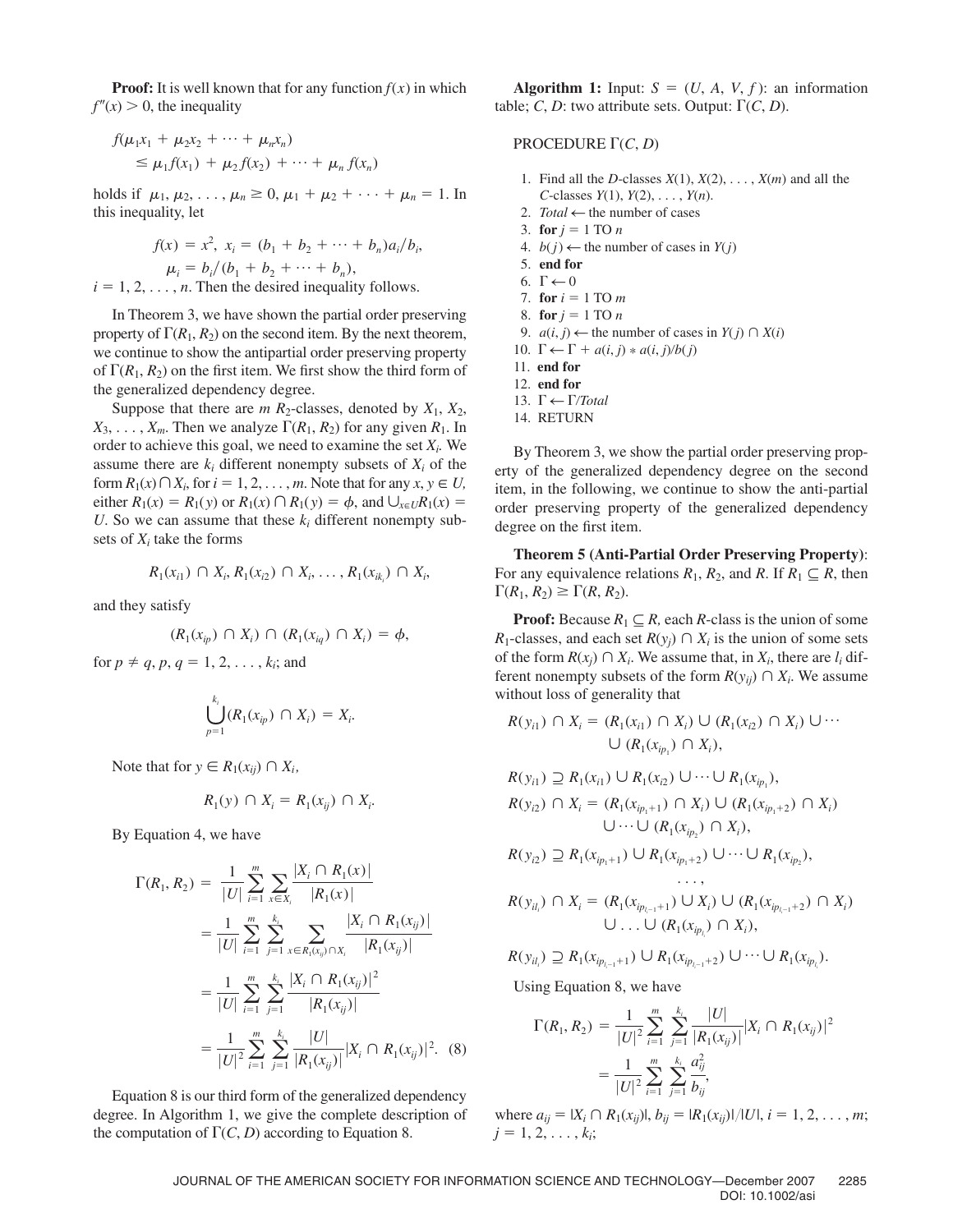**Proof:** It is well known that for any function $f(x)$ in which $f''(x) > 0$, the inequality

$$f(\mu_1 x_1 + \mu_2 x_2 + \cdots + \mu_n x_n) \le \mu_1 f(x_1) + \mu_2 f(x_2) + \cdots + \mu_n f(x_n)$$

holds if $\mu_1, \mu_2, \ldots, \mu_n \ge 0$, $\mu_1 + \mu_2 + \cdots + \mu_n = 1$. In this inequality, let

$$f(x) = x^2,\ x_i = (b_1 + b_2 + \cdots + b_n)a_i/b_i,$$
$$\mu_i = b_i/(b_1 + b_2 + \cdots + b_n),$$

$i = 1, 2, \ldots, n$. Then the desired inequality follows.

In Theorem 3, we have shown the partial order preserving property of $\Gamma(R_1, R_2)$ on the second item. By the next theorem, we continue to show the antipartial order preserving property of $\Gamma(R_1, R_2)$ on the first item. We first show the third form of the generalized dependency degree.

Suppose that there are $m$ $R_2$-classes, denoted by $X_1, X_2, X_3, \ldots, X_m$. Then we analyze $\Gamma(R_1, R_2)$ for any given $R_1$. In order to achieve this goal, we need to examine the set $X_i$. We assume there are $k_i$ different nonempty subsets of $X_i$ of the form $R_1(x) \cap X_i$, for $i = 1, 2, \ldots, m$. Note that for any $x, y \in U$, either $R_1(x) = R_1(y)$ or $R_1(x) \cap R_1(y) = \phi$, and $\cup_{x \in U} R_1(x) = U$. So we can assume that these $k_i$ different nonempty subsets of $X_i$ take the forms

$$R_1(x_{i1}) \cap X_i, R_1(x_{i2}) \cap X_i, \ldots, R_1(x_{ik_i}) \cap X_i,$$

and they satisfy

$$(R_1(x_{ip}) \cap X_i) \cap (R_1(x_{iq}) \cap X_i) = \phi,$$

for $p \ne q$, $p, q = 1, 2, \ldots, k_i$; and

$$\bigcup_{p=1}^{k_i} (R_1(x_{ip}) \cap X_i) = X_i.$$

Note that for $y \in R_1(x_{ij}) \cap X_i$,

$$R_1(y) \cap X_i = R_1(x_{ij}) \cap X_i.$$

By Equation 4, we have

$$\begin{aligned}
\Gamma(R_1, R_2) &= \frac{1}{|U|} \sum_{i=1}^{m} \sum_{x \in X_i} \frac{|X_i \cap R_1(x)|}{|R_1(x)|} \\
&= \frac{1}{|U|} \sum_{i=1}^{m} \sum_{j=1}^{k_i} \sum_{x \in R_1(x_{ij}) \cap X_i} \frac{|X_i \cap R_1(x_{ij})|}{|R_1(x_{ij})|} \\
&= \frac{1}{|U|} \sum_{i=1}^{m} \sum_{j=1}^{k_i} \frac{|X_i \cap R_1(x_{ij})|^2}{|R_1(x_{ij})|} \\
&= \frac{1}{|U|^2} \sum_{i=1}^{m} \sum_{j=1}^{k_i} \frac{|U|}{|R_1(x_{ij})|} |X_i \cap R_1(x_{ij})|^2. \quad (8)
\end{aligned}$$

Equation 8 is our third form of the generalized dependency degree. In Algorithm 1, we give the complete description of the computation of $\Gamma(C, D)$ according to Equation 8.

**Algorithm 1:** Input: $S = (U, A, V, f)$: an information table; $C$, $D$: two attribute sets. Output: $\Gamma(C, D)$.

PROCEDURE $\Gamma(C, D)$

```
1. Find all the D-classes X(1), X(2), ..., X(m) and all the
   C-classes Y(1), Y(2), ..., Y(n).
2. Total ← the number of cases
3. for j = 1 TO n
4. b(j) ← the number of cases in Y(j)
5. end for
6. Γ ← 0
7. for i = 1 TO m
8. for j = 1 TO n
9. a(i, j) ← the number of cases in Y(j) ∩ X(i)
10. Γ ← Γ + a(i, j) * a(i, j)/b(j)
11. end for
12. end for
13. Γ ← Γ/Total
14. RETURN
```

By Theorem 3, we show the partial order preserving property of the generalized dependency degree on the second item, in the following, we continue to show the anti-partial order preserving property of the generalized dependency degree on the first item.

**Theorem 5 (Anti-Partial Order Preserving Property)**: For any equivalence relations $R_1$, $R_2$, and $R$. If $R_1 \subseteq R$, then $\Gamma(R_1, R_2) \ge \Gamma(R, R_2)$.

**Proof:** Because $R_1 \subseteq R$, each $R$-class is the union of some $R_1$-classes, and each set $R(y_j) \cap X_i$ is the union of some sets of the form $R(x_j) \cap X_i$. We assume that, in $X_i$, there are $l_i$ different nonempty subsets of the form $R(y_{ij}) \cap X_i$. We assume without loss of generality that

$$R(y_{i1}) \cap X_i = (R_1(x_{i1}) \cap X_i) \cup (R_1(x_{i2}) \cap X_i) \cup \cdots \cup (R_1(x_{ip_1}) \cap X_i),$$

$$R(y_{i1}) \supseteq R_1(x_{i1}) \cup R_1(x_{i2}) \cup \cdots \cup R_1(x_{ip_1}),$$

$$R(y_{i2}) \cap X_i = (R_1(x_{ip_1+1}) \cap X_i) \cup (R_1(x_{ip_1+2}) \cap X_i) \cup \cdots \cup (R_1(x_{ip_2}) \cap X_i),$$

$$R(y_{i2}) \supseteq R_1(x_{ip_1+1}) \cup R_1(x_{ip_1+2}) \cup \cdots \cup R_1(x_{ip_2}),$$

$$\ldots,$$

$$R(y_{il_i}) \cap X_i = (R_1(x_{ip_{l_i-1}+1}) \cup X_i) \cup (R_1(x_{ip_{l_i-1}+2}) \cap X_i) \cup \ldots \cup (R_1(x_{ip_{l_i}}) \cap X_i),$$

$$R(y_{il_i}) \supseteq R_1(x_{ip_{l_i-1}+1}) \cup R_1(x_{ip_{l_i-1}+2}) \cup \cdots \cup R_1(x_{ip_{l_i}}).$$

Using Equation 8, we have

$$\begin{aligned}
\Gamma(R_1, R_2) &= \frac{1}{|U|^2} \sum_{i=1}^{m} \sum_{j=1}^{k_i} \frac{|U|}{|R_1(x_{ij})|} |X_i \cap R_1(x_{ij})|^2 \\
&= \frac{1}{|U|^2} \sum_{i=1}^{m} \sum_{j=1}^{k_i} \frac{a_{ij}^2}{b_{ij}},
\end{aligned}$$

where $a_{ij} = |X_i \cap R_1(x_{ij})|$, $b_{ij} = |R_1(x_{ij})|/|U|$, $i = 1, 2, \ldots, m$; $j = 1, 2, \ldots, k_i$;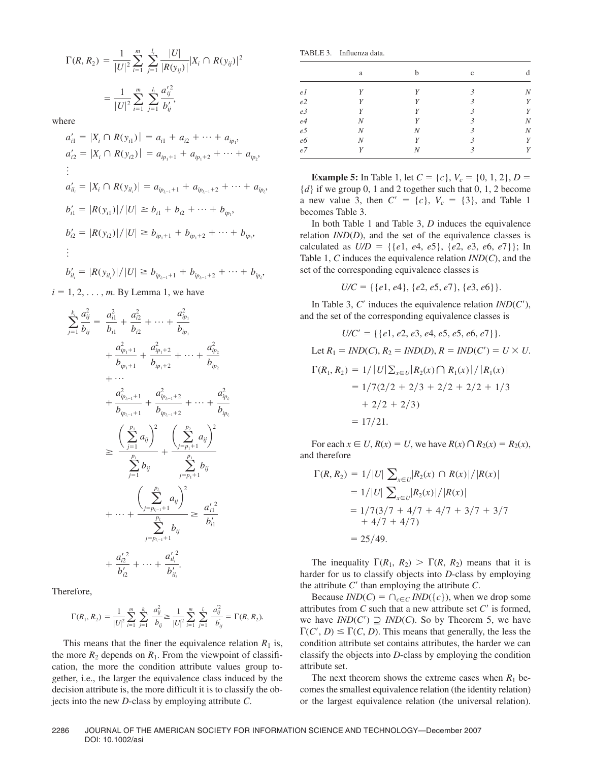$$\Gamma(R, R_2) = \frac{1}{|U|^2} \sum_{i=1}^{m} \sum_{j=1}^{l_i} \frac{|U|}{|R(y_{ij})|} |X_i \cap R(y_{ij})|^2$$

$$= \frac{1}{|U|^2} \sum_{i=1}^{m} \sum_{j=1}^{l_i} \frac{{a'_{ij}}^2}{b'_{ij}},$$

where

$$a'_{i1} = |X_i \cap R(y_{i1})| = a_{i1} + a_{i2} + \cdots + a_{ip_1},$$

$$a'_{i2} = |X_i \cap R(y_{i2})| = a_{ip_1+1} + a_{ip_1+2} + \cdots + a_{ip_2},$$

$$\vdots$$

$$a'_{il_i} = |X_i \cap R(y_{il_i})| = a_{ip_{l_i-1}+1} + a_{ip_{l_i-1}+2} + \cdots + a_{ip_{l_i}},$$

$$b'_{i1} = |R(y_{i1})|/|U| \geq b_{i1} + b_{i2} + \cdots + b_{ip_1},$$

$$b'_{i2} = |R(y_{i2})|/|U| \geq b_{ip_1+1} + b_{ip_1+2} + \cdots + b_{ip_2},$$

$$\vdots$$

$$b'_{il_i} = |R(y_{il_i})|/|U| \geq b_{ip_{l_i-1}+1} + b_{ip_{l_i-1}+2} + \cdots + b_{ip_{l_i}},$$

$i = 1, 2, \ldots, m$. By Lemma 1, we have

$$\sum_{j=1}^{k_i} \frac{a_{ij}^2}{b_{ij}} = \frac{a_{i1}^2}{b_{i1}} + \frac{a_{i2}^2}{b_{i2}} + \cdots + \frac{a_{ip_1}^2}{b_{ip_1}} + \frac{a_{ip_1+1}^2}{b_{ip_1+1}} + \frac{a_{ip_1+2}^2}{b_{ip_1+2}} + \cdots + \frac{a_{ip_2}^2}{b_{ip_2}} + \cdots + \frac{a_{ip_{l_i-1}+1}^2}{b_{ip_{l_i-1}+1}} + \frac{a_{ip_{l_i-1}+2}^2}{b_{ip_{l_i-1}+2}} + \cdots + \frac{a_{ip_{l_i}}^2}{b_{ip_{l_i}}}$$

$$\geq \frac{\left(\sum_{j=1}^{p_1} a_{ij}\right)^2}{\sum_{j=1}^{p_1} b_{ij}} + \frac{\left(\sum_{j=p_1+1}^{p_2} a_{ij}\right)^2}{\sum_{j=p_1+1}^{p_2} b_{ij}} + \cdots + \frac{\left(\sum_{j=p_{l_i-1}+1}^{p_{l_i}} a_{ij}\right)^2}{\sum_{j=p_{l_i-1}+1}^{p_{l_i}} b_{ij}} \geq \frac{{a'_{i1}}^2}{b'_{i1}} + \frac{{a'_{i2}}^2}{b'_{i2}} + \cdots + \frac{{a'_{il_i}}^2}{b'_{il_i}}.$$

Therefore,

$$\Gamma(R_1, R_2) = \frac{1}{|U|^2} \sum_{i=1}^{m} \sum_{j=1}^{k_i} \frac{a_{ij}^2}{b_{ij}} \geq \frac{1}{|U|^2} \sum_{i=1}^{m} \sum_{j=1}^{l_i} \frac{{a'_{ij}}^2}{b'_{ij}} = \Gamma(R, R_2).$$

This means that the finer the equivalence relation $R_1$ is, the more $R_2$ depends on $R_1$. From the viewpoint of classification, the more the condition attribute values group together, i.e., the larger the equivalence class induced by the decision attribute is, the more difficult it is to classify the objects into the new $D$-class by employing attribute $C$.

TABLE 3. Influenza data.

| | a | b | c | d |
|---|---|---|---|---|
| *e1* | *Y* | *Y* | *3* | *N* |
| *e2* | *Y* | *Y* | *3* | *Y* |
| *e3* | *Y* | *Y* | *3* | *Y* |
| *e4* | *N* | *Y* | *3* | *N* |
| *e5* | *N* | *N* | *3* | *N* |
| *e6* | *N* | *Y* | *3* | *Y* |
| *e7* | *Y* | *N* | *3* | *Y* |

**Example 5:** In Table 1, let $C = \{c\}$, $V_c = \{0, 1, 2\}$, $D = \{d\}$ if we group 0, 1 and 2 together such that 0, 1, 2 become a new value 3, then $C' = \{c\}$, $V_c = \{3\}$, and Table 1 becomes Table 3.

In both Table 1 and Table 3, $D$ induces the equivalence relation $IND(D)$, and the set of the equivalence classes is calculated as $U/D = \{\{e1, e4, e5\}, \{e2, e3, e6, e7\}\}$; In Table 1, $C$ induces the equivalence relation $IND(C)$, and the set of the corresponding equivalence classes is

$$U/C = \{\{e1, e4\}, \{e2, e5, e7\}, \{e3, e6\}\}.$$

In Table 3, $C'$ induces the equivalence relation $IND(C')$, and the set of the corresponding equivalence classes is

$$U/C' = \{\{e1, e2, e3, e4, e5, e5, e6, e7\}\}.$$

Let $R_1 = IND(C)$, $R_2 = IND(D)$, $R = IND(C') = U \times U$.

$$\Gamma(R_1, R_2) = 1/|U| \textstyle\sum_{x \in U} |R_2(x) \cap R_1(x)|/|R_1(x)|$$
$$= 1/7(2/2 + 2/3 + 2/2 + 2/2 + 1/3 + 2/2 + 2/3)$$
$$= 17/21.$$

For each $x \in U$, $R(x) = U$, we have $R(x) \cap R_2(x) = R_2(x)$, and therefore

$$\Gamma(R, R_2) = 1/|U| \textstyle\sum_{x \in U} |R_2(x) \cap R(x)|/|R(x)|$$
$$= 1/|U| \textstyle\sum_{x \in U} |R_2(x)|/|R(x)|$$
$$= 1/7(3/7 + 4/7 + 4/7 + 3/7 + 3/7 + 4/7 + 4/7)$$
$$= 25/49.$$

The inequality $\Gamma(R_1, R_2) > \Gamma(R, R_2)$ means that it is harder for us to classify objects into $D$-class by employing the attribute $C'$ than employing the attribute $C$.

Because $IND(C) = \cap_{c \in C} IND(\{c\})$, when we drop some attributes from $C$ such that a new attribute set $C'$ is formed, we have $IND(C') \supseteq IND(C)$. So by Theorem 5, we have $\Gamma(C', D) \leq \Gamma(C, D)$. This means that generally, the less the condition attribute set contains attributes, the harder we can classify the objects into $D$-class by employing the condition attribute set.

The next theorem shows the extreme cases when $R_1$ becomes the smallest equivalence relation (the identity relation) or the largest equivalence relation (the universal relation).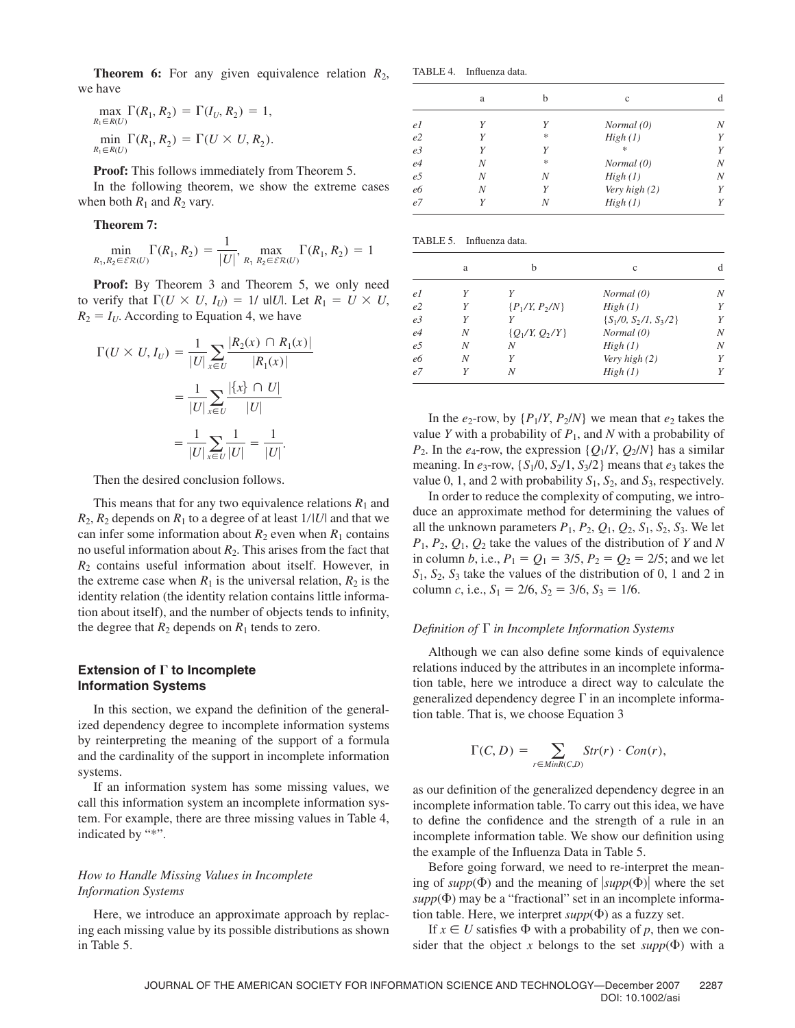**Theorem 6:** For any given equivalence relation $R_2$, we have

$$\max_{R_1 \in R(U)} \Gamma(R_1, R_2) = \Gamma(I_U, R_2) = 1,$$

$$\min_{R_1 \in R(U)} \Gamma(R_1, R_2) = \Gamma(U \times U, R_2).$$

**Proof:** This follows immediately from Theorem 5.

In the following theorem, we show the extreme cases when both $R_1$ and $R_2$ vary.

**Theorem 7:**

$$\min_{R_1, R_2 \in \mathcal{ER}(U)} \Gamma(R_1, R_2) = \frac{1}{|U|}, \max_{R_1 \ R_2 \in \mathcal{ER}(U)} \Gamma(R_1, R_2) = 1$$

**Proof:** By Theorem 3 and Theorem 5, we only need to verify that $\Gamma(U \times U, I_U) = 1/ \text{u}|U|$. Let $R_1 = U \times U$, $R_2 = I_U$. According to Equation 4, we have

$$\Gamma(U \times U, I_U) = \frac{1}{|U|} \sum_{x \in U} \frac{|R_2(x) \cap R_1(x)|}{|R_1(x)|}$$

$$= \frac{1}{|U|} \sum_{x \in U} \frac{|\{x\} \cap U|}{|U|}$$

$$= \frac{1}{|U|} \sum_{x \in U} \frac{1}{|U|} = \frac{1}{|U|}.$$

Then the desired conclusion follows.

This means that for any two equivalence relations $R_1$ and $R_2$, $R_2$ depends on $R_1$ to a degree of at least $1/|U|$ and that we can infer some information about $R_2$ even when $R_1$ contains no useful information about $R_2$. This arises from the fact that $R_2$ contains useful information about itself. However, in the extreme case when $R_1$ is the universal relation, $R_2$ is the identity relation (the identity relation contains little information about itself), and the number of objects tends to infinity, the degree that $R_2$ depends on $R_1$ tends to zero.

## Extension of Γ to Incomplete Information Systems

In this section, we expand the definition of the generalized dependency degree to incomplete information systems by reinterpreting the meaning of the support of a formula and the cardinality of the support in incomplete information systems.

If an information system has some missing values, we call this information system an incomplete information system. For example, there are three missing values in Table 4, indicated by "*".

### *How to Handle Missing Values in Incomplete Information Systems*

Here, we introduce an approximate approach by replacing each missing value by its possible distributions as shown in Table 5.

TABLE 4. Influenza data.

| | a | b | c | d |
|---|---|---|---|---|
| *e1* | *Y* | *Y* | *Normal (0)* | *N* |
| *e2* | *Y* | * | *High (1)* | *Y* |
| *e3* | *Y* | *Y* | * | *Y* |
| *e4* | *N* | * | *Normal (0)* | *N* |
| *e5* | *N* | *N* | *High (1)* | *N* |
| *e6* | *N* | *Y* | *Very high (2)* | *Y* |
| *e7* | *Y* | *N* | *High (1)* | *Y* |

TABLE 5. Influenza data.

| | a | b | c | d |
|---|---|---|---|---|
| *e1* | *Y* | *Y* | *Normal (0)* | *N* |
| *e2* | *Y* | $\{P_1/Y, P_2/N\}$ | *High (1)* | *Y* |
| *e3* | *Y* | *Y* | $\{S_1/0, S_2/1, S_3/2\}$ | *Y* |
| *e4* | *N* | $\{Q_1/Y, Q_2/Y\}$ | *Normal (0)* | *N* |
| *e5* | *N* | *N* | *High (1)* | *N* |
| *e6* | *N* | *Y* | *Very high (2)* | *Y* |
| *e7* | *Y* | *N* | *High (1)* | *Y* |

In the $e_2$-row, by $\{P_1/Y, P_2/N\}$ we mean that $e_2$ takes the value *Y* with a probability of $P_1$, and *N* with a probability of $P_2$. In the $e_4$-row, the expression $\{Q_1/Y, Q_2/N\}$ has a similar meaning. In $e_3$-row, $\{S_1/0, S_2/1, S_3/2\}$ means that $e_3$ takes the value 0, 1, and 2 with probability $S_1$, $S_2$, and $S_3$, respectively.

In order to reduce the complexity of computing, we introduce an approximate method for determining the values of all the unknown parameters $P_1$, $P_2$, $Q_1$, $Q_2$, $S_1$, $S_2$, $S_3$. We let $P_1$, $P_2$, $Q_1$, $Q_2$ take the values of the distribution of *Y* and *N* in column *b*, i.e., $P_1 = Q_1 = 3/5$, $P_2 = Q_2 = 2/5$; and we let $S_1$, $S_2$, $S_3$ take the values of the distribution of 0, 1 and 2 in column *c*, i.e., $S_1 = 2/6$, $S_2 = 3/6$, $S_3 = 1/6$.

### *Definition of Γ in Incomplete Information Systems*

Although we can also define some kinds of equivalence relations induced by the attributes in an incomplete information table, here we introduce a direct way to calculate the generalized dependency degree Γ in an incomplete information table. That is, we choose Equation 3

$$\Gamma(C, D) = \sum_{r \in MinR(C,D)} Str(r) \cdot Con(r),$$

as our definition of the generalized dependency degree in an incomplete information table. To carry out this idea, we have to define the confidence and the strength of a rule in an incomplete information table. We show our definition using the example of the Influenza Data in Table 5.

Before going forward, we need to re-interpret the meaning of $supp(\Phi)$ and the meaning of $|supp(\Phi)|$ where the set $supp(\Phi)$ may be a "fractional" set in an incomplete information table. Here, we interpret $supp(\Phi)$ as a fuzzy set.

If $x \in U$ satisfies $\Phi$ with a probability of $p$, then we consider that the object $x$ belongs to the set $supp(\Phi)$ with a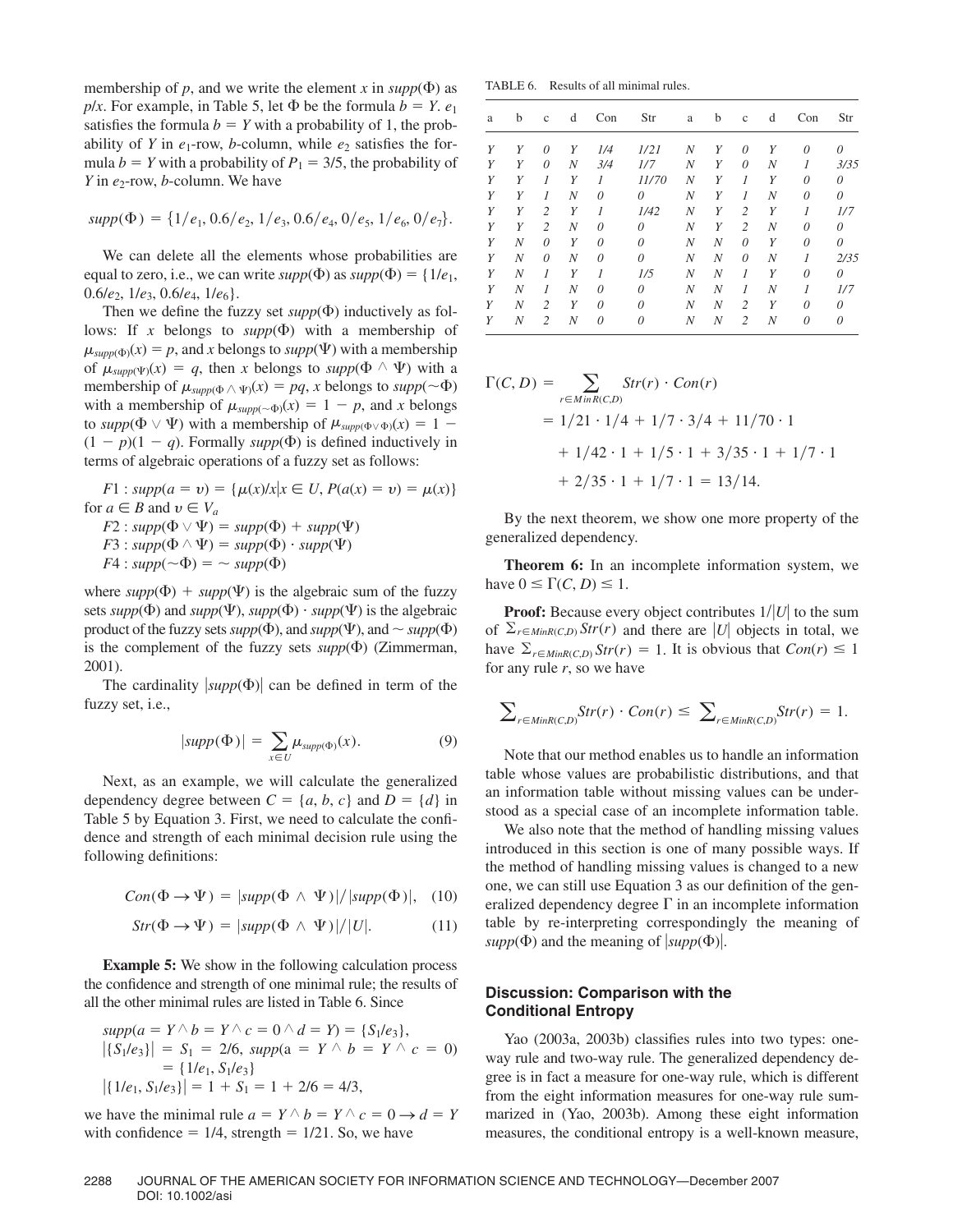membership of $p$, and we write the element $x$ in $supp(\Phi)$ as $p/x$. For example, in Table 5, let $\Phi$ be the formula $b = Y$. $e_1$ satisfies the formula $b = Y$ with a probability of 1, the probability of $Y$ in $e_1$-row, $b$-column, while $e_2$ satisfies the formula $b = Y$ with a probability of $P_1 = 3/5$, the probability of $Y$ in $e_2$-row, $b$-column. We have

$$supp(\Phi) = \{1/e_1, 0.6/e_2, 1/e_3, 0.6/e_4, 0/e_5, 1/e_6, 0/e_7\}.$$

We can delete all the elements whose probabilities are equal to zero, i.e., we can write $supp(\Phi)$ as $supp(\Phi) = \{1/e_1, 0.6/e_2, 1/e_3, 0.6/e_4, 1/e_6\}$.

Then we define the fuzzy set $supp(\Phi)$ inductively as follows: If $x$ belongs to $supp(\Phi)$ with a membership of $\mu_{supp(\Phi)}(x) = p$, and $x$ belongs to $supp(\Psi)$ with a membership of $\mu_{supp(\Psi)}(x) = q$, then $x$ belongs to $supp(\Phi \wedge \Psi)$ with a membership of $\mu_{supp(\Phi \wedge \Psi)}(x) = pq$, $x$ belongs to $supp(\sim\Phi)$ with a membership of $\mu_{supp(\sim\Phi)}(x) = 1 - p$, and $x$ belongs to $supp(\Phi \vee \Psi)$ with a membership of $\mu_{supp(\Phi \vee \Phi)}(x) = 1 - (1 - p)(1 - q)$. Formally $supp(\Phi)$ is defined inductively in terms of algebraic operations of a fuzzy set as follows:

$F1 : supp(a = v) = \{\mu(x)/x | x \in U, P(a(x) = v) = \mu(x)\}$ for $a \in B$ and $v \in V_a$

$F2 : supp(\Phi \vee \Psi) = supp(\Phi) + supp(\Psi)$

$F3 : supp(\Phi \wedge \Psi) = supp(\Phi) \cdot supp(\Psi)$

$F4 : supp(\sim\Phi) = \sim supp(\Phi)$

where $supp(\Phi) + supp(\Psi)$ is the algebraic sum of the fuzzy sets $supp(\Phi)$ and $supp(\Psi)$, $supp(\Phi) \cdot supp(\Psi)$ is the algebraic product of the fuzzy sets $supp(\Phi)$, and $supp(\Psi)$, and $\sim supp(\Phi)$ is the complement of the fuzzy sets $supp(\Phi)$ (Zimmerman, 2001).

The cardinality $|supp(\Phi)|$ can be defined in term of the fuzzy set, i.e.,

$$|supp(\Phi)| = \sum_{x \in U} \mu_{supp(\Phi)}(x). \tag{9}$$

Next, as an example, we will calculate the generalized dependency degree between $C = \{a, b, c\}$ and $D = \{d\}$ in Table 5 by Equation 3. First, we need to calculate the confidence and strength of each minimal decision rule using the following definitions:

$$Con(\Phi \rightarrow \Psi) = |supp(\Phi \wedge \Psi)|/|supp(\Phi)|, \tag{10}$$

$$Str(\Phi \rightarrow \Psi) = |supp(\Phi \wedge \Psi)|/|U|. \tag{11}$$

**Example 5:** We show in the following calculation process the confidence and strength of one minimal rule; the results of all the other minimal rules are listed in Table 6. Since

$supp(a = Y \wedge b = Y \wedge c = 0 \wedge d = Y) = \{S_1/e_3\}$,
$|\{S_1/e_3\}| = S_1 = 2/6$, $supp(a = Y \wedge b = Y \wedge c = 0) = \{1/e_1, S_1/e_3\}$
$|\{1/e_1, S_1/e_3\}| = 1 + S_1 = 1 + 2/6 = 4/3$,

we have the minimal rule $a = Y \wedge b = Y \wedge c = 0 \rightarrow d = Y$ with confidence $= 1/4$, strength $= 1/21$. So, we have

TABLE 6. Results of all minimal rules.

| a | b | c | d | Con | Str | a | b | c | d | Con | Str |
|---|---|---|---|---|---|---|---|---|---|---|---|
| Y | Y | 0 | Y | 1/4 | 1/21 | N | Y | 0 | Y | 0 | 0 |
| Y | Y | 0 | N | 3/4 | 1/7 | N | Y | 0 | N | 1 | 3/35 |
| Y | Y | 1 | Y | 1 | 11/70 | N | Y | 1 | Y | 0 | 0 |
| Y | Y | 1 | N | 0 | 0 | N | Y | 1 | N | 0 | 0 |
| Y | Y | 2 | Y | 1 | 1/42 | N | Y | 2 | Y | 1 | 1/7 |
| Y | Y | 2 | N | 0 | 0 | N | Y | 2 | N | 0 | 0 |
| Y | N | 0 | Y | 0 | 0 | N | N | 0 | Y | 0 | 0 |
| Y | N | 0 | N | 0 | 0 | N | N | 0 | N | 1 | 2/35 |
| Y | N | 1 | Y | 1 | 1/5 | N | N | 1 | Y | 0 | 0 |
| Y | N | 1 | N | 0 | 0 | N | N | 1 | N | 1 | 1/7 |
| Y | N | 2 | Y | 0 | 0 | N | N | 2 | Y | 0 | 0 |
| Y | N | 2 | N | 0 | 0 | N | N | 2 | N | 0 | 0 |

$$\begin{aligned}\Gamma(C, D) &= \sum_{r \in MinR(C,D)} Str(r) \cdot Con(r) \\ &= 1/21 \cdot 1/4 + 1/7 \cdot 3/4 + 11/70 \cdot 1 \\ &\quad + 1/42 \cdot 1 + 1/5 \cdot 1 + 3/35 \cdot 1 + 1/7 \cdot 1 \\ &\quad + 2/35 \cdot 1 + 1/7 \cdot 1 = 13/14.\end{aligned}$$

By the next theorem, we show one more property of the generalized dependency.

**Theorem 6:** In an incomplete information system, we have $0 \leq \Gamma(C, D) \leq 1$.

**Proof:** Because every object contributes $1/|U|$ to the sum of $\sum_{r \in MinR(C,D)} Str(r)$ and there are $|U|$ objects in total, we have $\sum_{r \in MinR(C,D)} Str(r) = 1$. It is obvious that $Con(r) \leq 1$ for any rule $r$, so we have

$$\sum_{r \in MinR(C,D)} Str(r) \cdot Con(r) \leq \sum_{r \in MinR(C,D)} Str(r) = 1.$$

Note that our method enables us to handle an information table whose values are probabilistic distributions, and that an information table without missing values can be understood as a special case of an incomplete information table.

We also note that the method of handling missing values introduced in this section is one of many possible ways. If the method of handling missing values is changed to a new one, we can still use Equation 3 as our definition of the generalized dependency degree $\Gamma$ in an incomplete information table by re-interpreting correspondingly the meaning of $supp(\Phi)$ and the meaning of $|supp(\Phi)|$.

## Discussion: Comparison with the Conditional Entropy

Yao (2003a, 2003b) classifies rules into two types: one-way rule and two-way rule. The generalized dependency degree is in fact a measure for one-way rule, which is different from the eight information measures for one-way rule summarized in (Yao, 2003b). Among these eight information measures, the conditional entropy is a well-known measure,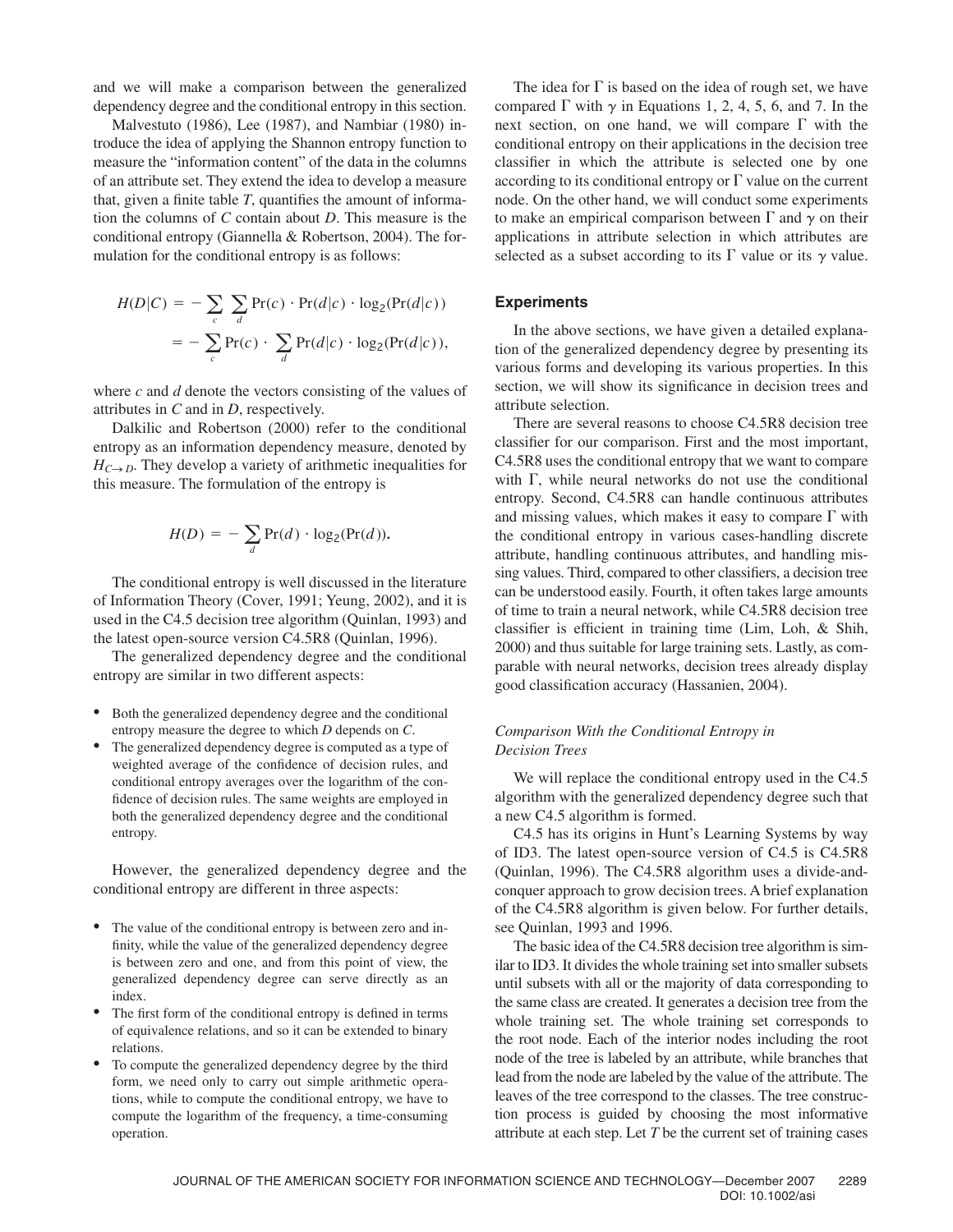and we will make a comparison between the generalized dependency degree and the conditional entropy in this section.

Malvestuto (1986), Lee (1987), and Nambiar (1980) introduce the idea of applying the Shannon entropy function to measure the "information content" of the data in the columns of an attribute set. They extend the idea to develop a measure that, given a finite table $T$, quantifies the amount of information the columns of $C$ contain about $D$. This measure is the conditional entropy (Giannella & Robertson, 2004). The formulation for the conditional entropy is as follows:

$$
\begin{aligned}
H(D|C) &= -\sum_{c}\sum_{d}\Pr(c)\cdot\Pr(d|c)\cdot\log_2(\Pr(d|c)) \\
&= -\sum_{c}\Pr(c)\cdot\sum_{d}\Pr(d|c)\cdot\log_2(\Pr(d|c)),
\end{aligned}
$$

where $c$ and $d$ denote the vectors consisting of the values of attributes in $C$ and in $D$, respectively.

Dalkilic and Robertson (2000) refer to the conditional entropy as an information dependency measure, denoted by $H_{C\rightarrow D}$. They develop a variety of arithmetic inequalities for this measure. The formulation of the entropy is

$$
H(D) = -\sum_{d}\Pr(d)\cdot\log_2(\Pr(d)).
$$

The conditional entropy is well discussed in the literature of Information Theory (Cover, 1991; Yeung, 2002), and it is used in the C4.5 decision tree algorithm (Quinlan, 1993) and the latest open-source version C4.5R8 (Quinlan, 1996).

The generalized dependency degree and the conditional entropy are similar in two different aspects:

- Both the generalized dependency degree and the conditional entropy measure the degree to which $D$ depends on $C$.
- The generalized dependency degree is computed as a type of weighted average of the confidence of decision rules, and conditional entropy averages over the logarithm of the confidence of decision rules. The same weights are employed in both the generalized dependency degree and the conditional entropy.

However, the generalized dependency degree and the conditional entropy are different in three aspects:

- The value of the conditional entropy is between zero and infinity, while the value of the generalized dependency degree is between zero and one, and from this point of view, the generalized dependency degree can serve directly as an index.
- The first form of the conditional entropy is defined in terms of equivalence relations, and so it can be extended to binary relations.
- To compute the generalized dependency degree by the third form, we need only to carry out simple arithmetic operations, while to compute the conditional entropy, we have to compute the logarithm of the frequency, a time-consuming operation.

The idea for $\Gamma$ is based on the idea of rough set, we have compared $\Gamma$ with $\gamma$ in Equations 1, 2, 4, 5, 6, and 7. In the next section, on one hand, we will compare $\Gamma$ with the conditional entropy on their applications in the decision tree classifier in which the attribute is selected one by one according to its conditional entropy or $\Gamma$ value on the current node. On the other hand, we will conduct some experiments to make an empirical comparison between $\Gamma$ and $\gamma$ on their applications in attribute selection in which attributes are selected as a subset according to its $\Gamma$ value or its $\gamma$ value.

## Experiments

In the above sections, we have given a detailed explanation of the generalized dependency degree by presenting its various forms and developing its various properties. In this section, we will show its significance in decision trees and attribute selection.

There are several reasons to choose C4.5R8 decision tree classifier for our comparison. First and the most important, C4.5R8 uses the conditional entropy that we want to compare with $\Gamma$, while neural networks do not use the conditional entropy. Second, C4.5R8 can handle continuous attributes and missing values, which makes it easy to compare $\Gamma$ with the conditional entropy in various cases-handling discrete attribute, handling continuous attributes, and handling missing values. Third, compared to other classifiers, a decision tree can be understood easily. Fourth, it often takes large amounts of time to train a neural network, while C4.5R8 decision tree classifier is efficient in training time (Lim, Loh, & Shih, 2000) and thus suitable for large training sets. Lastly, as comparable with neural networks, decision trees already display good classification accuracy (Hassanien, 2004).

### *Comparison With the Conditional Entropy in Decision Trees*

We will replace the conditional entropy used in the C4.5 algorithm with the generalized dependency degree such that a new C4.5 algorithm is formed.

C4.5 has its origins in Hunt's Learning Systems by way of ID3. The latest open-source version of C4.5 is C4.5R8 (Quinlan, 1996). The C4.5R8 algorithm uses a divide-and-conquer approach to grow decision trees. A brief explanation of the C4.5R8 algorithm is given below. For further details, see Quinlan, 1993 and 1996.

The basic idea of the C4.5R8 decision tree algorithm is similar to ID3. It divides the whole training set into smaller subsets until subsets with all or the majority of data corresponding to the same class are created. It generates a decision tree from the whole training set. The whole training set corresponds to the root node. Each of the interior nodes including the root node of the tree is labeled by an attribute, while branches that lead from the node are labeled by the value of the attribute. The leaves of the tree correspond to the classes. The tree construction process is guided by choosing the most informative attribute at each step. Let $T$ be the current set of training cases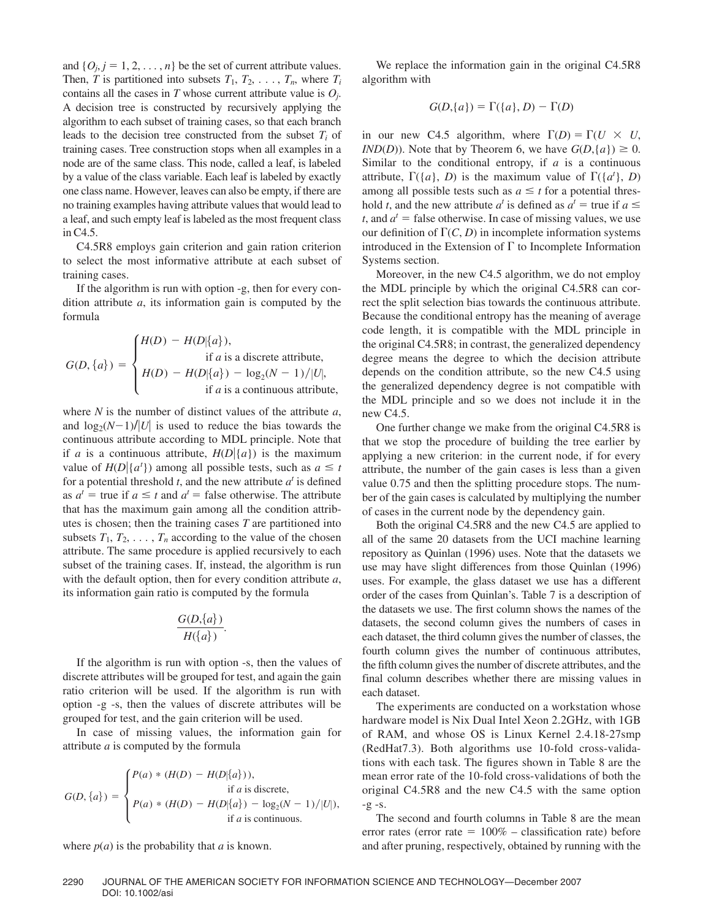and $\{O_j, j = 1, 2, \ldots, n\}$ be the set of current attribute values. Then, $T$ is partitioned into subsets $T_1, T_2, \ldots, T_n$, where $T_i$ contains all the cases in $T$ whose current attribute value is $O_j$. A decision tree is constructed by recursively applying the algorithm to each subset of training cases, so that each branch leads to the decision tree constructed from the subset $T_i$ of training cases. Tree construction stops when all examples in a node are of the same class. This node, called a leaf, is labeled by a value of the class variable. Each leaf is labeled by exactly one class name. However, leaves can also be empty, if there are no training examples having attribute values that would lead to a leaf, and such empty leaf is labeled as the most frequent class in C4.5.

C4.5R8 employs gain criterion and gain ration criterion to select the most informative attribute at each subset of training cases.

If the algorithm is run with option -g, then for every condition attribute $a$, its information gain is computed by the formula

$$G(D, \{a\}) = \begin{cases} H(D) - H(D|\{a\}), & \text{if } a \text{ is a discrete attribute,} \\ H(D) - H(D|\{a\}) - \log_2(N-1)/|U|, & \text{if } a \text{ is a continuous attribute,} \end{cases}$$

where $N$ is the number of distinct values of the attribute $a$, and $\log_2(N-1)/|U|$ is used to reduce the bias towards the continuous attribute according to MDL principle. Note that if $a$ is a continuous attribute, $H(D|\{a\})$ is the maximum value of $H(D|\{a^t\})$ among all possible tests, such as $a \leq t$ for a potential threshold $t$, and the new attribute $a^t$ is defined as $a^t =$ true if $a \leq t$ and $a^t =$ false otherwise. The attribute that has the maximum gain among all the condition attributes is chosen; then the training cases $T$ are partitioned into subsets $T_1, T_2, \ldots, T_n$ according to the value of the chosen attribute. The same procedure is applied recursively to each subset of the training cases. If, instead, the algorithm is run with the default option, then for every condition attribute $a$, its information gain ratio is computed by the formula

$$\frac{G(D,\{a\})}{H(\{a\})}.$$

If the algorithm is run with option -s, then the values of discrete attributes will be grouped for test, and again the gain ratio criterion will be used. If the algorithm is run with option -g -s, then the values of discrete attributes will be grouped for test, and the gain criterion will be used.

In case of missing values, the information gain for attribute $a$ is computed by the formula

$$G(D, \{a\}) = \begin{cases} P(a) * (H(D) - H(D|\{a\})), & \text{if } a \text{ is discrete,} \\ P(a) * (H(D) - H(D|\{a\}) - \log_2(N-1)/|U|), & \text{if } a \text{ is continuous.} \end{cases}$$

where $p(a)$ is the probability that $a$ is known.

We replace the information gain in the original C4.5R8 algorithm with

$$G(D,\{a\}) = \Gamma(\{a\}, D) - \Gamma(D)$$

in our new C4.5 algorithm, where $\Gamma(D) = \Gamma(U \times U, IND(D))$. Note that by Theorem 6, we have $G(D,\{a\}) \geq 0$. Similar to the conditional entropy, if $a$ is a continuous attribute, $\Gamma(\{a\}, D)$ is the maximum value of $\Gamma(\{a^t\}, D)$ among all possible tests such as $a \leq t$ for a potential threshold $t$, and the new attribute $a^t$ is defined as $a^t =$ true if $a \leq t$, and $a^t =$ false otherwise. In case of missing values, we use our definition of $\Gamma(C, D)$ in incomplete information systems introduced in the Extension of $\Gamma$ to Incomplete Information Systems section.

Moreover, in the new C4.5 algorithm, we do not employ the MDL principle by which the original C4.5R8 can correct the split selection bias towards the continuous attribute. Because the conditional entropy has the meaning of average code length, it is compatible with the MDL principle in the original C4.5R8; in contrast, the generalized dependency degree means the degree to which the decision attribute depends on the condition attribute, so the new C4.5 using the generalized dependency degree is not compatible with the MDL principle and so we does not include it in the new C4.5.

One further change we make from the original C4.5R8 is that we stop the procedure of building the tree earlier by applying a new criterion: in the current node, if for every attribute, the number of the gain cases is less than a given value 0.75 and then the splitting procedure stops. The number of the gain cases is calculated by multiplying the number of cases in the current node by the dependency gain.

Both the original C4.5R8 and the new C4.5 are applied to all of the same 20 datasets from the UCI machine learning repository as Quinlan (1996) uses. Note that the datasets we use may have slight differences from those Quinlan (1996) uses. For example, the glass dataset we use has a different order of the cases from Quinlan's. Table 7 is a description of the datasets we use. The first column shows the names of the datasets, the second column gives the numbers of cases in each dataset, the third column gives the number of classes, the fourth column gives the number of continuous attributes, the fifth column gives the number of discrete attributes, and the final column describes whether there are missing values in each dataset.

The experiments are conducted on a workstation whose hardware model is Nix Dual Intel Xeon 2.2GHz, with 1GB of RAM, and whose OS is Linux Kernel 2.4.18-27smp (RedHat7.3). Both algorithms use 10-fold cross-validations with each task. The figures shown in Table 8 are the mean error rate of the 10-fold cross-validations of both the original C4.5R8 and the new C4.5 with the same option -g -s.

The second and fourth columns in Table 8 are the mean error rates (error rate = 100% – classification rate) before and after pruning, respectively, obtained by running with the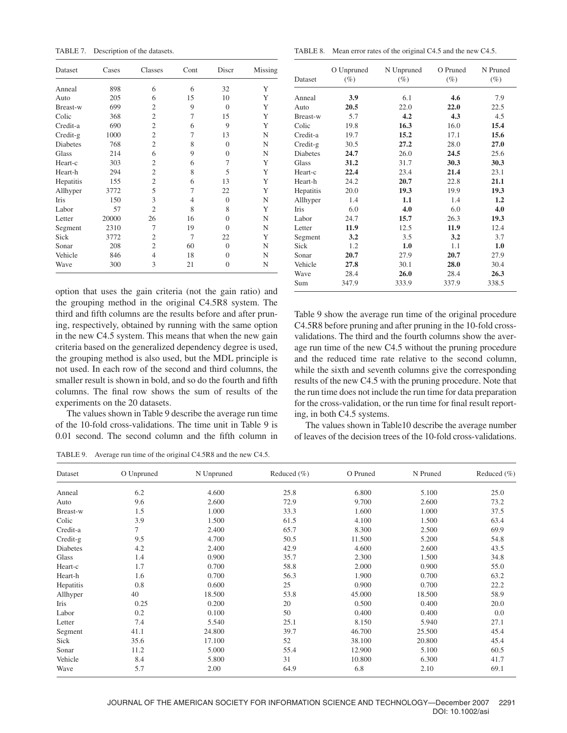TABLE 7. Description of the datasets.

| Dataset | Cases | Classes | Cont | Discr | Missing |
|---|---|---|---|---|---|
| Anneal | 898 | 6 | 6 | 32 | Y |
| Auto | 205 | 6 | 15 | 10 | Y |
| Breast-w | 699 | 2 | 9 | 0 | Y |
| Colic | 368 | 2 | 7 | 15 | Y |
| Credit-a | 690 | 2 | 6 | 9 | Y |
| Credit-g | 1000 | 2 | 7 | 13 | N |
| Diabetes | 768 | 2 | 8 | 0 | N |
| Glass | 214 | 6 | 9 | 0 | N |
| Heart-c | 303 | 2 | 6 | 7 | Y |
| Heart-h | 294 | 2 | 8 | 5 | Y |
| Hepatitis | 155 | 2 | 6 | 13 | Y |
| Allhyper | 3772 | 5 | 7 | 22 | Y |
| Iris | 150 | 3 | 4 | 0 | N |
| Labor | 57 | 2 | 8 | 8 | Y |
| Letter | 20000 | 26 | 16 | 0 | N |
| Segment | 2310 | 7 | 19 | 0 | N |
| Sick | 3772 | 2 | 7 | 22 | Y |
| Sonar | 208 | 2 | 60 | 0 | N |
| Vehicle | 846 | 4 | 18 | 0 | N |
| Wave | 300 | 3 | 21 | 0 | N |

option that uses the gain criteria (not the gain ratio) and the grouping method in the original C4.5R8 system. The third and fifth columns are the results before and after pruning, respectively, obtained by running with the same option in the new C4.5 system. This means that when the new gain criteria based on the generalized dependency degree is used, the grouping method is also used, but the MDL principle is not used. In each row of the second and third columns, the smaller result is shown in bold, and so do the fourth and fifth columns. The final row shows the sum of results of the experiments on the 20 datasets.

The values shown in Table 9 describe the average run time of the 10-fold cross-validations. The time unit in Table 9 is 0.01 second. The second column and the fifth column in Table 9 show the average run time of the original procedure C4.5R8 before pruning and after pruning in the 10-fold cross-validations. The third and the fourth columns show the average run time of the new C4.5 without the pruning procedure and the reduced time rate relative to the second column, while the sixth and seventh columns give the corresponding results of the new C4.5 with the pruning procedure. Note that the run time does not include the run time for data preparation for the cross-validation, or the run time for final result reporting, in both C4.5 systems.

The values shown in Table10 describe the average number of leaves of the decision trees of the 10-fold cross-validations.

TABLE 8. Mean error rates of the original C4.5 and the new C4.5.

| Dataset | O Unpruned (%) | N Unpruned (%) | O Pruned (%) | N Pruned (%) |
|---|---|---|---|---|
| Anneal | **3.9** | 6.1 | **4.6** | 7.9 |
| Auto | **20.5** | 22.0 | **22.0** | 22.5 |
| Breast-w | 5.7 | **4.2** | **4.3** | 4.5 |
| Colic | 19.8 | **16.3** | 16.0 | **15.4** |
| Credit-a | 19.7 | **15.2** | 17.1 | **15.6** |
| Credit-g | 30.5 | **27.2** | 28.0 | **27.0** |
| Diabetes | **24.7** | 26.0 | **24.5** | 25.6 |
| Glass | **31.2** | 31.7 | **30.3** | **30.3** |
| Heart-c | **22.4** | 23.4 | **21.4** | 23.1 |
| Heart-h | 24.2 | **20.7** | 22.8 | **21.1** |
| Hepatitis | 20.0 | **19.3** | 19.9 | **19.3** |
| Allhyper | 1.4 | **1.1** | 1.4 | **1.2** |
| Iris | 6.0 | **4.0** | 6.0 | **4.0** |
| Labor | 24.7 | **15.7** | 26.3 | **19.3** |
| Letter | **11.9** | 12.5 | **11.9** | 12.4 |
| Segment | **3.2** | 3.5 | **3.2** | 3.7 |
| Sick | 1.2 | **1.0** | 1.1 | **1.0** |
| Sonar | **20.7** | 27.9 | **20.7** | 27.9 |
| Vehicle | **27.8** | 30.1 | **28.0** | 30.4 |
| Wave | 28.4 | **26.0** | 28.4 | **26.3** |
| Sum | 347.9 | 333.9 | 337.9 | 338.5 |

TABLE 9. Average run time of the original C4.5R8 and the new C4.5.

| Dataset | O Unpruned | N Unpruned | Reduced (%) | O Pruned | N Pruned | Reduced (%) |
|---|---|---|---|---|---|---|
| Anneal | 6.2 | 4.600 | 25.8 | 6.800 | 5.100 | 25.0 |
| Auto | 9.6 | 2.600 | 72.9 | 9.700 | 2.600 | 73.2 |
| Breast-w | 1.5 | 1.000 | 33.3 | 1.600 | 1.000 | 37.5 |
| Colic | 3.9 | 1.500 | 61.5 | 4.100 | 1.500 | 63.4 |
| Credit-a | 7 | 2.400 | 65.7 | 8.300 | 2.500 | 69.9 |
| Credit-g | 9.5 | 4.700 | 50.5 | 11.500 | 5.200 | 54.8 |
| Diabetes | 4.2 | 2.400 | 42.9 | 4.600 | 2.600 | 43.5 |
| Glass | 1.4 | 0.900 | 35.7 | 2.300 | 1.500 | 34.8 |
| Heart-c | 1.7 | 0.700 | 58.8 | 2.000 | 0.900 | 55.0 |
| Heart-h | 1.6 | 0.700 | 56.3 | 1.900 | 0.700 | 63.2 |
| Hepatitis | 0.8 | 0.600 | 25 | 0.900 | 0.700 | 22.2 |
| Allhyper | 40 | 18.500 | 53.8 | 45.000 | 18.500 | 58.9 |
| Iris | 0.25 | 0.200 | 20 | 0.500 | 0.400 | 20.0 |
| Labor | 0.2 | 0.100 | 50 | 0.400 | 0.400 | 0.0 |
| Letter | 7.4 | 5.540 | 25.1 | 8.150 | 5.940 | 27.1 |
| Segment | 41.1 | 24.800 | 39.7 | 46.700 | 25.500 | 45.4 |
| Sick | 35.6 | 17.100 | 52 | 38.100 | 20.800 | 45.4 |
| Sonar | 11.2 | 5.000 | 55.4 | 12.900 | 5.100 | 60.5 |
| Vehicle | 8.4 | 5.800 | 31 | 10.800 | 6.300 | 41.7 |
| Wave | 5.7 | 2.00 | 64.9 | 6.8 | 2.10 | 69.1 |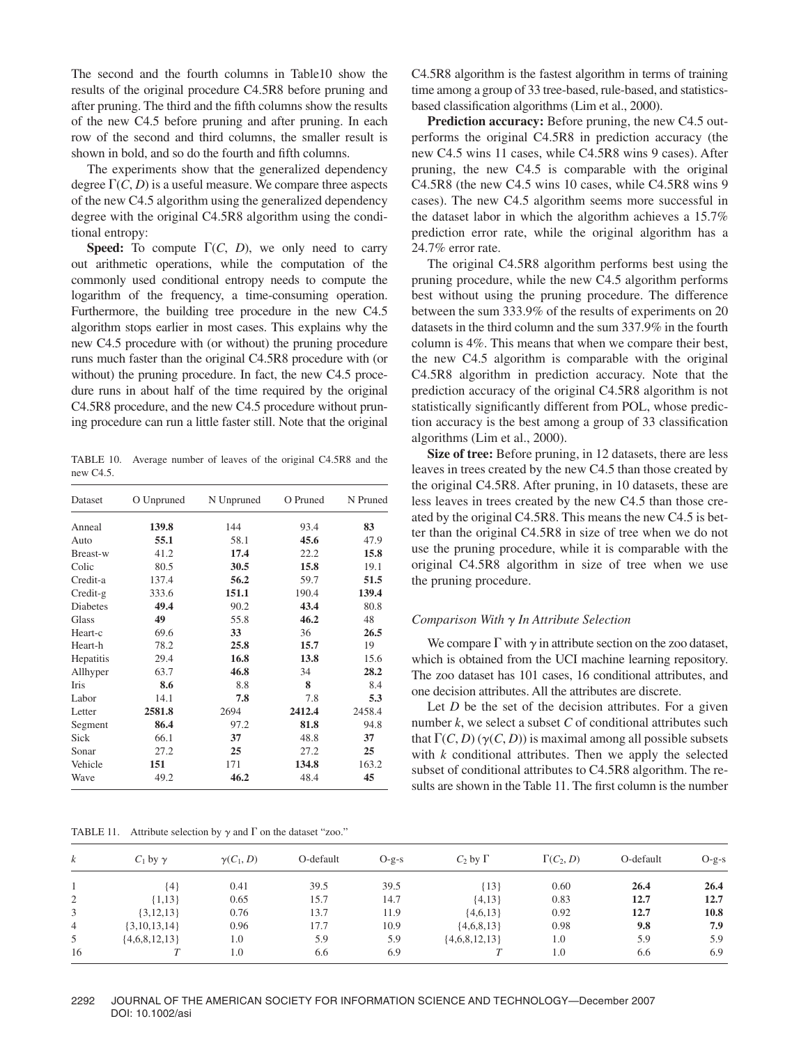The second and the fourth columns in Table10 show the results of the original procedure C4.5R8 before pruning and after pruning. The third and the fifth columns show the results of the new C4.5 before pruning and after pruning. In each row of the second and third columns, the smaller result is shown in bold, and so do the fourth and fifth columns.

The experiments show that the generalized dependency degree $\Gamma(C, D)$ is a useful measure. We compare three aspects of the new C4.5 algorithm using the generalized dependency degree with the original C4.5R8 algorithm using the conditional entropy:

**Speed:** To compute $\Gamma(C, D)$, we only need to carry out arithmetic operations, while the computation of the commonly used conditional entropy needs to compute the logarithm of the frequency, a time-consuming operation. Furthermore, the building tree procedure in the new C4.5 algorithm stops earlier in most cases. This explains why the new C4.5 procedure with (or without) the pruning procedure runs much faster than the original C4.5R8 procedure with (or without) the pruning procedure. In fact, the new C4.5 procedure runs in about half of the time required by the original C4.5R8 procedure, and the new C4.5 procedure without pruning procedure can run a little faster still. Note that the original C4.5R8 algorithm is the fastest algorithm in terms of training time among a group of 33 tree-based, rule-based, and statistics-based classification algorithms (Lim et al., 2000).

TABLE 10. Average number of leaves of the original C4.5R8 and the new C4.5.

| Dataset | O Unpruned | N Unpruned | O Pruned | N Pruned |
|---|---|---|---|---|
| Anneal | **139.8** | 144 | 93.4 | **83** |
| Auto | **55.1** | 58.1 | **45.6** | 47.9 |
| Breast-w | 41.2 | **17.4** | 22.2 | **15.8** |
| Colic | 80.5 | **30.5** | **15.8** | 19.1 |
| Credit-a | 137.4 | **56.2** | 59.7 | **51.5** |
| Credit-g | 333.6 | **151.1** | 190.4 | **139.4** |
| Diabetes | **49.4** | 90.2 | **43.4** | 80.8 |
| Glass | **49** | 55.8 | **46.2** | 48 |
| Heart-c | 69.6 | **33** | 36 | **26.5** |
| Heart-h | 78.2 | **25.8** | **15.7** | 19 |
| Hepatitis | 29.4 | **16.8** | **13.8** | 15.6 |
| Allhyper | 63.7 | **46.8** | 34 | **28.2** |
| Iris | **8.6** | 8.8 | **8** | 8.4 |
| Labor | 14.1 | **7.8** | 7.8 | **5.3** |
| Letter | **2581.8** | 2694 | **2412.4** | 2458.4 |
| Segment | **86.4** | 97.2 | **81.8** | 94.8 |
| Sick | 66.1 | **37** | 48.8 | **37** |
| Sonar | 27.2 | **25** | 27.2 | **25** |
| Vehicle | **151** | 171 | **134.8** | 163.2 |
| Wave | 49.2 | **46.2** | 48.4 | **45** |

**Prediction accuracy:** Before pruning, the new C4.5 outperforms the original C4.5R8 in prediction accuracy (the new C4.5 wins 11 cases, while C4.5R8 wins 9 cases). After pruning, the new C4.5 is comparable with the original C4.5R8 (the new C4.5 wins 10 cases, while C4.5R8 wins 9 cases). The new C4.5 algorithm seems more successful in the dataset labor in which the algorithm achieves a 15.7% prediction error rate, while the original algorithm has a 24.7% error rate.

The original C4.5R8 algorithm performs best using the pruning procedure, while the new C4.5 algorithm performs best without using the pruning procedure. The difference between the sum 333.9% of the results of experiments on 20 datasets in the third column and the sum 337.9% in the fourth column is 4%. This means that when we compare their best, the new C4.5 algorithm is comparable with the original C4.5R8 algorithm in prediction accuracy. Note that the prediction accuracy of the original C4.5R8 algorithm is not statistically significantly different from POL, whose prediction accuracy is the best among a group of 33 classification algorithms (Lim et al., 2000).

**Size of tree:** Before pruning, in 12 datasets, there are less leaves in trees created by the new C4.5 than those created by the original C4.5R8. After pruning, in 10 datasets, these are less leaves in trees created by the new C4.5 than those created by the original C4.5R8. This means the new C4.5 is better than the original C4.5R8 in size of tree when we do not use the pruning procedure, while it is comparable with the original C4.5R8 algorithm in size of tree when we use the pruning procedure.

### *Comparison With $\gamma$ In Attribute Selection*

We compare $\Gamma$ with $\gamma$ in attribute section on the zoo dataset, which is obtained from the UCI machine learning repository. The zoo dataset has 101 cases, 16 conditional attributes, and one decision attributes. All the attributes are discrete.

Let $D$ be the set of the decision attributes. For a given number $k$, we select a subset $C$ of conditional attributes such that $\Gamma(C, D)$ ($\gamma(C, D)$) is maximal among all possible subsets with $k$ conditional attributes. Then we apply the selected subset of conditional attributes to C4.5R8 algorithm. The results are shown in the Table 11. The first column is the number

TABLE 11. Attribute selection by $\gamma$ and $\Gamma$ on the dataset "zoo."

| $k$ | $C_1$ by $\gamma$ | $\gamma(C_1, D)$ | O-default | O-g-s | $C_2$ by $\Gamma$ | $\Gamma(C_2, D)$ | O-default | O-g-s |
|---|---|---|---|---|---|---|---|---|
| 1 | {4} | 0.41 | 39.5 | 39.5 | {13} | 0.60 | **26.4** | **26.4** |
| 2 | {1,13} | 0.65 | 15.7 | 14.7 | {4,13} | 0.83 | **12.7** | **12.7** |
| 3 | {3,12,13} | 0.76 | 13.7 | 11.9 | {4,6,13} | 0.92 | **12.7** | **10.8** |
| 4 | {3,10,13,14} | 0.96 | 17.7 | 10.9 | {4,6,8,13} | 0.98 | **9.8** | **7.9** |
| 5 | {4,6,8,12,13} | 1.0 | 5.9 | 5.9 | {4,6,8,12,13} | 1.0 | 5.9 | 5.9 |
| 16 | $T$ | 1.0 | 6.6 | 6.9 | $T$ | 1.0 | 6.6 | 6.9 |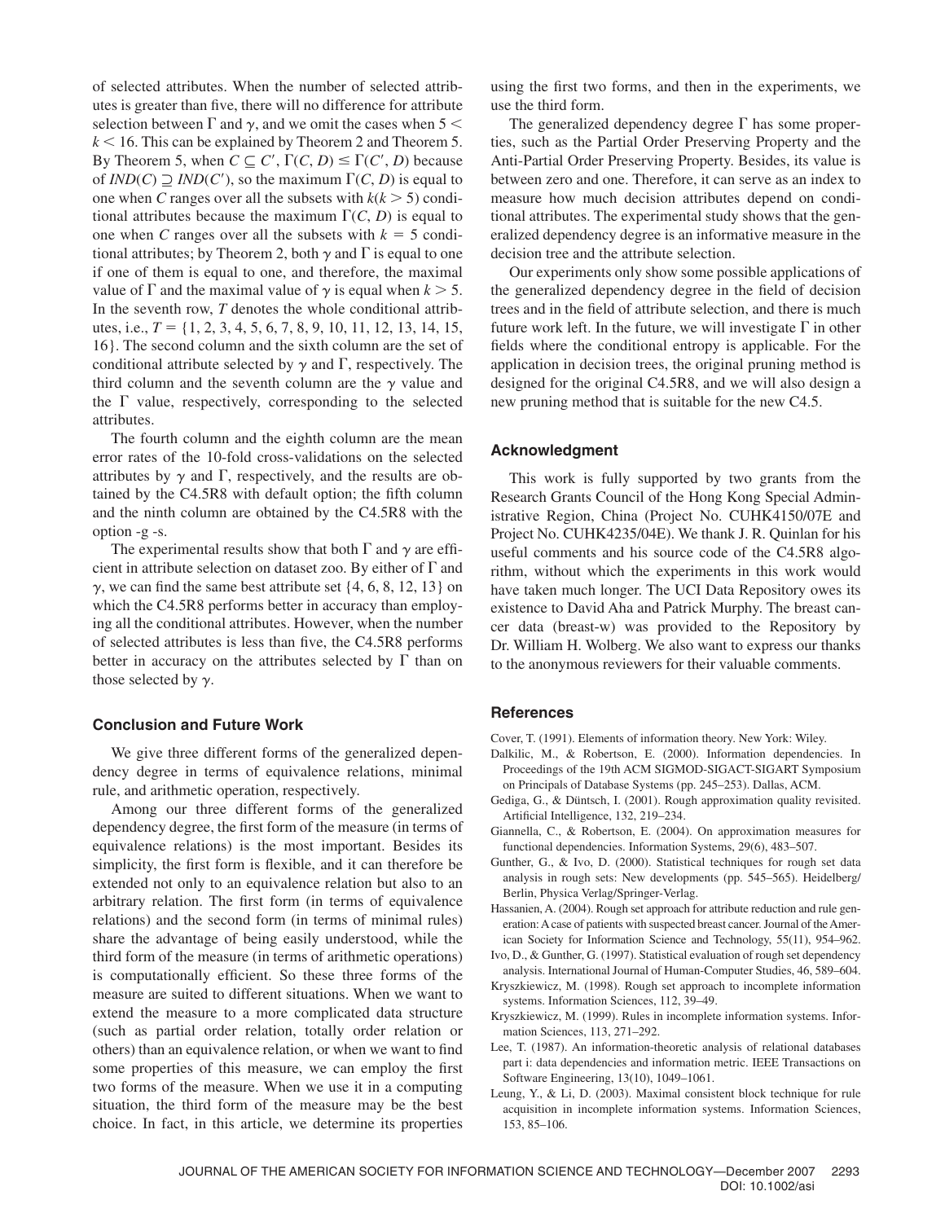of selected attributes. When the number of selected attributes is greater than five, there will no difference for attribute selection between $\Gamma$ and $\gamma$, and we omit the cases when $5 < k < 16$. This can be explained by Theorem 2 and Theorem 5. By Theorem 5, when $C \subseteq C'$, $\Gamma(C, D) \leq \Gamma(C', D)$ because of $IND(C) \supseteq IND(C')$, so the maximum $\Gamma(C, D)$ is equal to one when $C$ ranges over all the subsets with $k(k > 5)$ conditional attributes because the maximum $\Gamma(C, D)$ is equal to one when $C$ ranges over all the subsets with $k = 5$ conditional attributes; by Theorem 2, both $\gamma$ and $\Gamma$ is equal to one if one of them is equal to one, and therefore, the maximal value of $\Gamma$ and the maximal value of $\gamma$ is equal when $k > 5$. In the seventh row, $T$ denotes the whole conditional attributes, i.e., $T = \{1, 2, 3, 4, 5, 6, 7, 8, 9, 10, 11, 12, 13, 14, 15, 16\}$. The second column and the sixth column are the set of conditional attribute selected by $\gamma$ and $\Gamma$, respectively. The third column and the seventh column are the $\gamma$ value and the $\Gamma$ value, respectively, corresponding to the selected attributes.

The fourth column and the eighth column are the mean error rates of the 10-fold cross-validations on the selected attributes by $\gamma$ and $\Gamma$, respectively, and the results are obtained by the C4.5R8 with default option; the fifth column and the ninth column are obtained by the C4.5R8 with the option -g -s.

The experimental results show that both $\Gamma$ and $\gamma$ are efficient in attribute selection on dataset zoo. By either of $\Gamma$ and $\gamma$, we can find the same best attribute set $\{4, 6, 8, 12, 13\}$ on which the C4.5R8 performs better in accuracy than employing all the conditional attributes. However, when the number of selected attributes is less than five, the C4.5R8 performs better in accuracy on the attributes selected by $\Gamma$ than on those selected by $\gamma$.

## Conclusion and Future Work

We give three different forms of the generalized dependency degree in terms of equivalence relations, minimal rule, and arithmetic operation, respectively.

Among our three different forms of the generalized dependency degree, the first form of the measure (in terms of equivalence relations) is the most important. Besides its simplicity, the first form is flexible, and it can therefore be extended not only to an equivalence relation but also to an arbitrary relation. The first form (in terms of equivalence relations) and the second form (in terms of minimal rules) share the advantage of being easily understood, while the third form of the measure (in terms of arithmetic operations) is computationally efficient. So these three forms of the measure are suited to different situations. When we want to extend the measure to a more complicated data structure (such as partial order relation, totally order relation or others) than an equivalence relation, or when we want to find some properties of this measure, we can employ the first two forms of the measure. When we use it in a computing situation, the third form of the measure may be the best choice. In fact, in this article, we determine its properties using the first two forms, and then in the experiments, we use the third form.

The generalized dependency degree $\Gamma$ has some properties, such as the Partial Order Preserving Property and the Anti-Partial Order Preserving Property. Besides, its value is between zero and one. Therefore, it can serve as an index to measure how much decision attributes depend on conditional attributes. The experimental study shows that the generalized dependency degree is an informative measure in the decision tree and the attribute selection.

Our experiments only show some possible applications of the generalized dependency degree in the field of decision trees and in the field of attribute selection, and there is much future work left. In the future, we will investigate $\Gamma$ in other fields where the conditional entropy is applicable. For the application in decision trees, the original pruning method is designed for the original C4.5R8, and we will also design a new pruning method that is suitable for the new C4.5.

## Acknowledgment

This work is fully supported by two grants from the Research Grants Council of the Hong Kong Special Administrative Region, China (Project No. CUHK4150/07E and Project No. CUHK4235/04E). We thank J. R. Quinlan for his useful comments and his source code of the C4.5R8 algorithm, without which the experiments in this work would have taken much longer. The UCI Data Repository owes its existence to David Aha and Patrick Murphy. The breast cancer data (breast-w) was provided to the Repository by Dr. William H. Wolberg. We also want to express our thanks to the anonymous reviewers for their valuable comments.

## References

Cover, T. (1991). Elements of information theory. New York: Wiley.

Dalkilic, M., & Robertson, E. (2000). Information dependencies. In Proceedings of the 19th ACM SIGMOD-SIGACT-SIGART Symposium on Principals of Database Systems (pp. 245–253). Dallas, ACM.

Gediga, G., & Düntsch, I. (2001). Rough approximation quality revisited. Artificial Intelligence, 132, 219–234.

Giannella, C., & Robertson, E. (2004). On approximation measures for functional dependencies. Information Systems, 29(6), 483–507.

Gunther, G., & Ivo, D. (2000). Statistical techniques for rough set data analysis in rough sets: New developments (pp. 545–565). Heidelberg/Berlin, Physica Verlag/Springer-Verlag.

Hassanien, A. (2004). Rough set approach for attribute reduction and rule generation: A case of patients with suspected breast cancer. Journal of the American Society for Information Science and Technology, 55(11), 954–962.

Ivo, D., & Gunther, G. (1997). Statistical evaluation of rough set dependency analysis. International Journal of Human-Computer Studies, 46, 589–604.

Kryszkiewicz, M. (1998). Rough set approach to incomplete information systems. Information Sciences, 112, 39–49.

Kryszkiewicz, M. (1999). Rules in incomplete information systems. Information Sciences, 113, 271–292.

Lee, T. (1987). An information-theoretic analysis of relational databases part i: data dependencies and information metric. IEEE Transactions on Software Engineering, 13(10), 1049–1061.

Leung, Y., & Li, D. (2003). Maximal consistent block technique for rule acquisition in incomplete information systems. Information Sciences, 153, 85–106.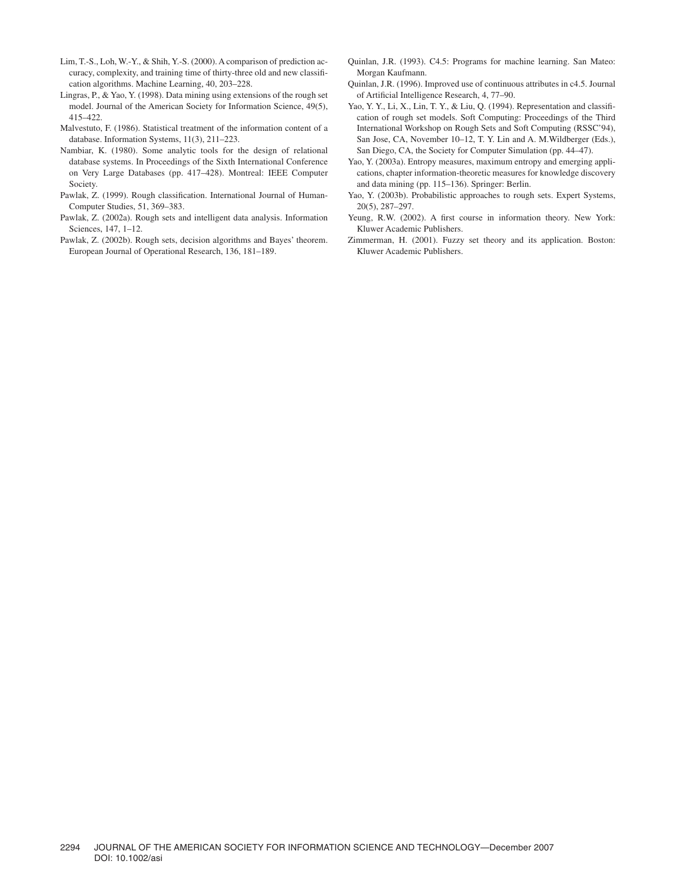Lim, T.-S., Loh, W.-Y., & Shih, Y.-S. (2000). A comparison of prediction accuracy, complexity, and training time of thirty-three old and new classification algorithms. Machine Learning, 40, 203–228.

Lingras, P., & Yao, Y. (1998). Data mining using extensions of the rough set model. Journal of the American Society for Information Science, 49(5), 415–422.

Malvestuto, F. (1986). Statistical treatment of the information content of a database. Information Systems, 11(3), 211–223.

Nambiar, K. (1980). Some analytic tools for the design of relational database systems. In Proceedings of the Sixth International Conference on Very Large Databases (pp. 417–428). Montreal: IEEE Computer Society.

Pawlak, Z. (1999). Rough classification. International Journal of Human-Computer Studies, 51, 369–383.

Pawlak, Z. (2002a). Rough sets and intelligent data analysis. Information Sciences, 147, 1–12.

Pawlak, Z. (2002b). Rough sets, decision algorithms and Bayes' theorem. European Journal of Operational Research, 136, 181–189.

Quinlan, J.R. (1993). C4.5: Programs for machine learning. San Mateo: Morgan Kaufmann.

Quinlan, J.R. (1996). Improved use of continuous attributes in c4.5. Journal of Artificial Intelligence Research, 4, 77–90.

Yao, Y. Y., Li, X., Lin, T. Y., & Liu, Q. (1994). Representation and classification of rough set models. Soft Computing: Proceedings of the Third International Workshop on Rough Sets and Soft Computing (RSSC'94), San Jose, CA, November 10–12, T. Y. Lin and A. M.Wildberger (Eds.), San Diego, CA, the Society for Computer Simulation (pp. 44–47).

Yao, Y. (2003a). Entropy measures, maximum entropy and emerging applications, chapter information-theoretic measures for knowledge discovery and data mining (pp. 115–136). Springer: Berlin.

Yao, Y. (2003b). Probabilistic approaches to rough sets. Expert Systems, 20(5), 287–297.

Yeung, R.W. (2002). A first course in information theory. New York: Kluwer Academic Publishers.

Zimmerman, H. (2001). Fuzzy set theory and its application. Boston: Kluwer Academic Publishers.